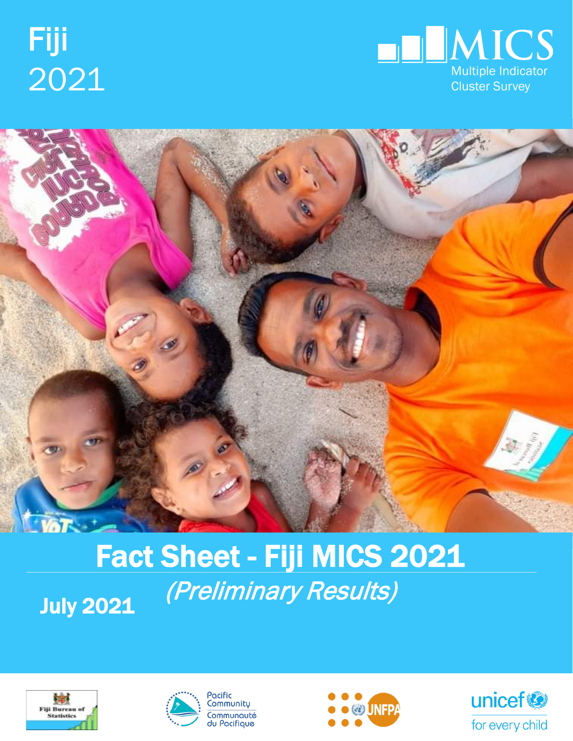Fiji
2021

MICS
Multiple Indicator Cluster Survey

# Fact Sheet - Fiji MICS 2021

*(Preliminary Results)*

**July 2021**

Fiji Bureau of Statistics

Pacific Community
Communauté du Pacifique

UNFPA

unicef
for every child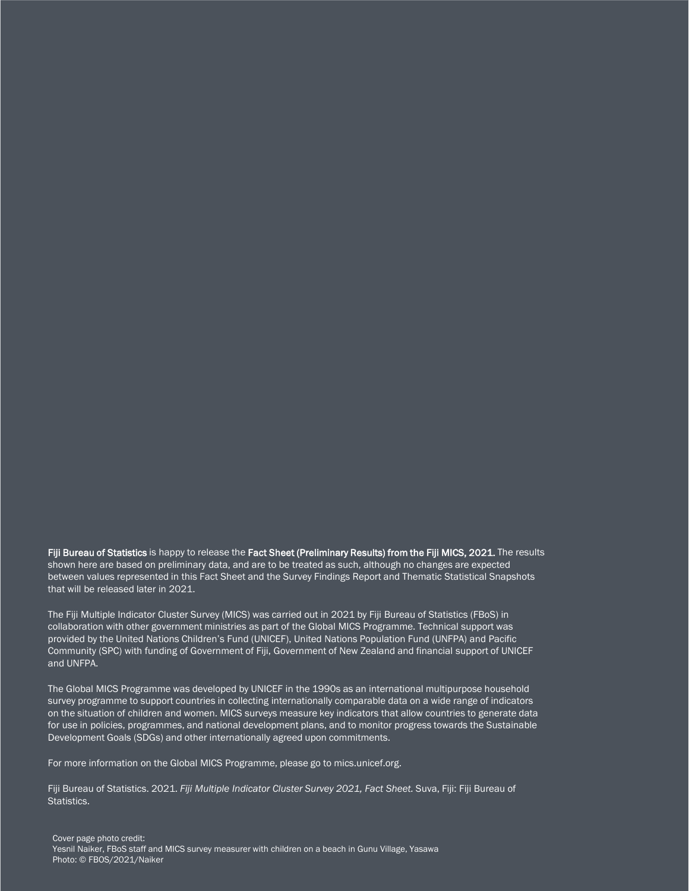**Fiji Bureau of Statistics** is happy to release the **Fact Sheet (Preliminary Results) from the Fiji MICS, 2021.** The results shown here are based on preliminary data, and are to be treated as such, although no changes are expected between values represented in this Fact Sheet and the Survey Findings Report and Thematic Statistical Snapshots that will be released later in 2021.

The Fiji Multiple Indicator Cluster Survey (MICS) was carried out in 2021 by Fiji Bureau of Statistics (FBoS) in collaboration with other government ministries as part of the Global MICS Programme. Technical support was provided by the United Nations Children's Fund (UNICEF), United Nations Population Fund (UNFPA) and Pacific Community (SPC) with funding of Government of Fiji, Government of New Zealand and financial support of UNICEF and UNFPA.

The Global MICS Programme was developed by UNICEF in the 1990s as an international multipurpose household survey programme to support countries in collecting internationally comparable data on a wide range of indicators on the situation of children and women. MICS surveys measure key indicators that allow countries to generate data for use in policies, programmes, and national development plans, and to monitor progress towards the Sustainable Development Goals (SDGs) and other internationally agreed upon commitments.

For more information on the Global MICS Programme, please go to mics.unicef.org.

Fiji Bureau of Statistics. 2021. *Fiji Multiple Indicator Cluster Survey 2021, Fact Sheet.* Suva, Fiji: Fiji Bureau of Statistics.

Cover page photo credit:
Yesnil Naiker, FBoS staff and MICS survey measurer with children on a beach in Gunu Village, Yasawa
Photo: © FBOS/2021/Naiker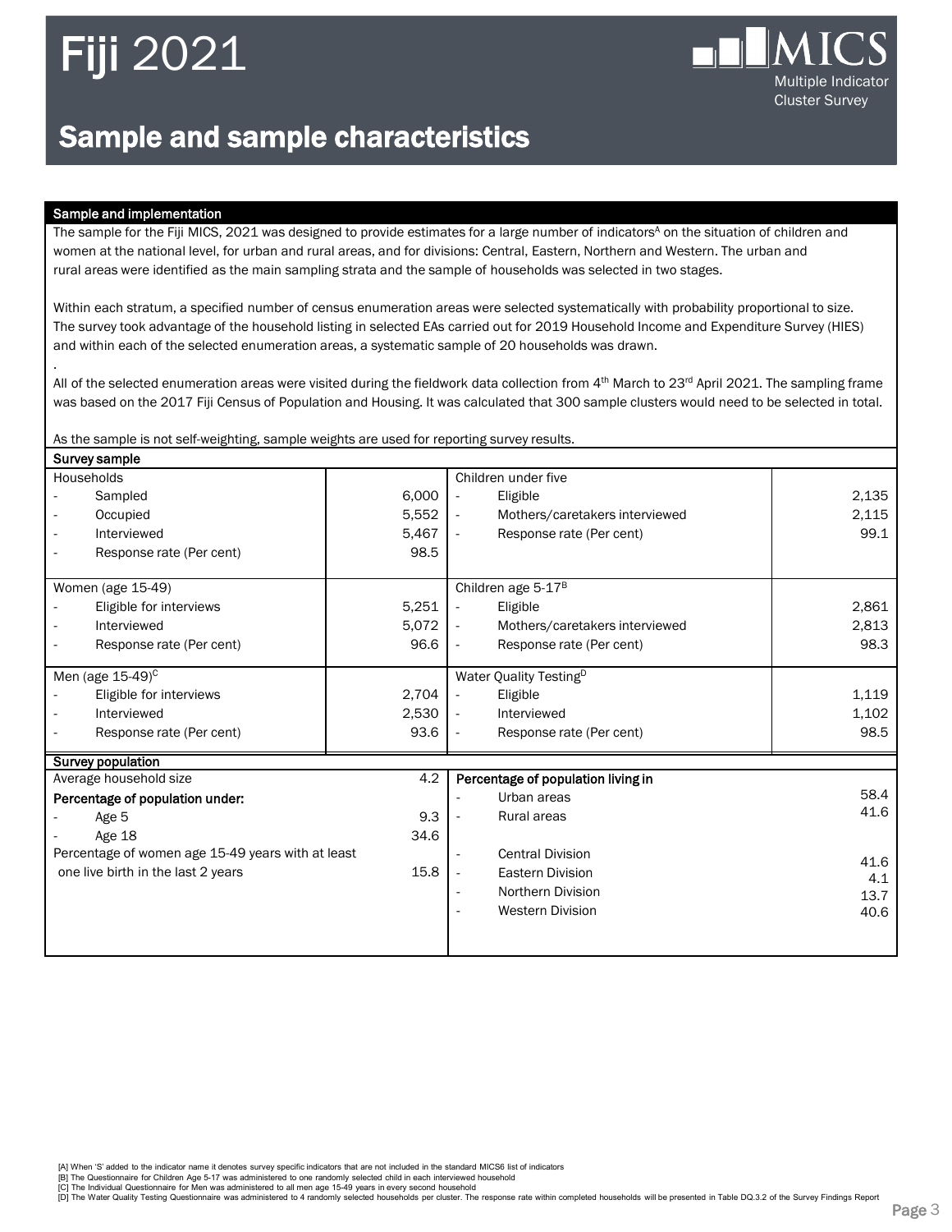# Fiji 2021

MICS
Multiple Indicator Cluster Survey

## Sample and sample characteristics

### Sample and implementation

The sample for the Fiji MICS, 2021 was designed to provide estimates for a large number of indicators[A] on the situation of children and women at the national level, for urban and rural areas, and for divisions: Central, Eastern, Northern and Western. The urban and rural areas were identified as the main sampling strata and the sample of households was selected in two stages.

Within each stratum, a specified number of census enumeration areas were selected systematically with probability proportional to size. The survey took advantage of the household listing in selected EAs carried out for 2019 Household Income and Expenditure Survey (HIES) and within each of the selected enumeration areas, a systematic sample of 20 households was drawn.

.

All of the selected enumeration areas were visited during the fieldwork data collection from 4th March to 23rd April 2021. The sampling frame was based on the 2017 Fiji Census of Population and Housing. It was calculated that 300 sample clusters would need to be selected in total.

As the sample is not self-weighting, sample weights are used for reporting survey results.

### Survey sample

| | | | |
|---|---|---|---|
| **Households** | | **Children under five** | |
| - Sampled | 6,000 | - Eligible | 2,135 |
| - Occupied | 5,552 | - Mothers/caretakers interviewed | 2,115 |
| - Interviewed | 5,467 | - Response rate (Per cent) | 99.1 |
| - Response rate (Per cent) | 98.5 | | |
| **Women (age 15-49)** | | **Children age 5-17[B]** | |
| - Eligible for interviews | 5,251 | - Eligible | 2,861 |
| - Interviewed | 5,072 | - Mothers/caretakers interviewed | 2,813 |
| - Response rate (Per cent) | 96.6 | - Response rate (Per cent) | 98.3 |
| **Men (age 15-49)[C]** | | **Water Quality Testing[D]** | |
| - Eligible for interviews | 2,704 | - Eligible | 1,119 |
| - Interviewed | 2,530 | - Interviewed | 1,102 |
| - Response rate (Per cent) | 93.6 | - Response rate (Per cent) | 98.5 |

### Survey population

| | | | |
|---|---|---|---|
| Average household size | 4.2 | **Percentage of population living in** | |
| **Percentage of population under:** | | - Urban areas | 58.4 |
| - Age 5 | 9.3 | - Rural areas | 41.6 |
| - Age 18 | 34.6 | | |
| Percentage of women age 15-49 years with at least one live birth in the last 2 years | 15.8 | - Central Division | 41.6 |
| | | - Eastern Division | 4.1 |
| | | - Northern Division | 13.7 |
| | | - Western Division | 40.6 |

[A] When 'S' added to the indicator name it denotes survey specific indicators that are not included in the standard MICS6 list of indicators
[B] The Questionnaire for Children Age 5-17 was administered to one randomly selected child in each interviewed household
[C] The Individual Questionnaire for Men was administered to all men age 15-49 years in every second household
[D] The Water Quality Testing Questionnaire was administered to 4 randomly selected households per cluster. The response rate within completed households will be presented in Table DQ.3.2 of the Survey Findings Report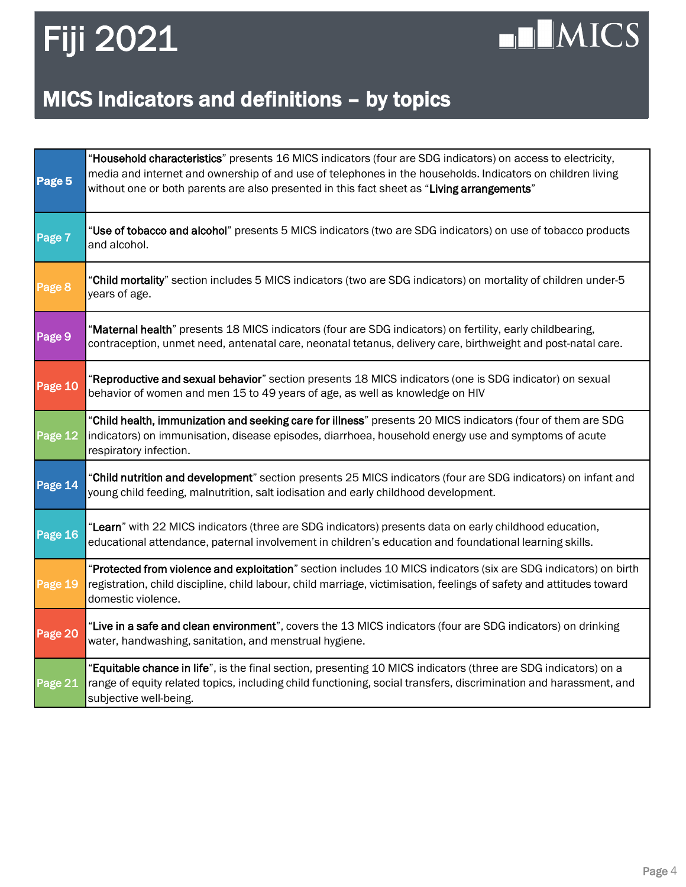# Fiji 2021

## MICS Indicators and definitions – by topics

| | |
|---|---|
| Page 5 | "**Household characteristics**" presents 16 MICS indicators (four are SDG indicators) on access to electricity, media and internet and ownership of and use of telephones in the households. Indicators on children living without one or both parents are also presented in this fact sheet as "**Living arrangements**" |
| Page 7 | "**Use of tobacco and alcohol**" presents 5 MICS indicators (two are SDG indicators) on use of tobacco products and alcohol. |
| Page 8 | "**Child mortality**" section includes 5 MICS indicators (two are SDG indicators) on mortality of children under-5 years of age. |
| Page 9 | "**Maternal health**" presents 18 MICS indicators (four are SDG indicators) on fertility, early childbearing, contraception, unmet need, antenatal care, neonatal tetanus, delivery care, birthweight and post-natal care. |
| Page 10 | "**Reproductive and sexual behavior**" section presents 18 MICS indicators (one is SDG indicator) on sexual behavior of women and men 15 to 49 years of age, as well as knowledge on HIV |
| Page 12 | "**Child health, immunization and seeking care for illness**" presents 20 MICS indicators (four of them are SDG indicators) on immunisation, disease episodes, diarrhoea, household energy use and symptoms of acute respiratory infection. |
| Page 14 | "**Child nutrition and development**" section presents 25 MICS indicators (four are SDG indicators) on infant and young child feeding, malnutrition, salt iodisation and early childhood development. |
| Page 16 | "**Learn**" with 22 MICS indicators (three are SDG indicators) presents data on early childhood education, educational attendance, paternal involvement in children's education and foundational learning skills. |
| Page 19 | "**Protected from violence and exploitation**" section includes 10 MICS indicators (six are SDG indicators) on birth registration, child discipline, child labour, child marriage, victimisation, feelings of safety and attitudes toward domestic violence. |
| Page 20 | "**Live in a safe and clean environment**", covers the 13 MICS indicators (four are SDG indicators) on drinking water, handwashing, sanitation, and menstrual hygiene. |
| Page 21 | "**Equitable chance in life**", is the final section, presenting 10 MICS indicators (three are SDG indicators) on a range of equity related topics, including child functioning, social transfers, discrimination and harassment, and subjective well-being. |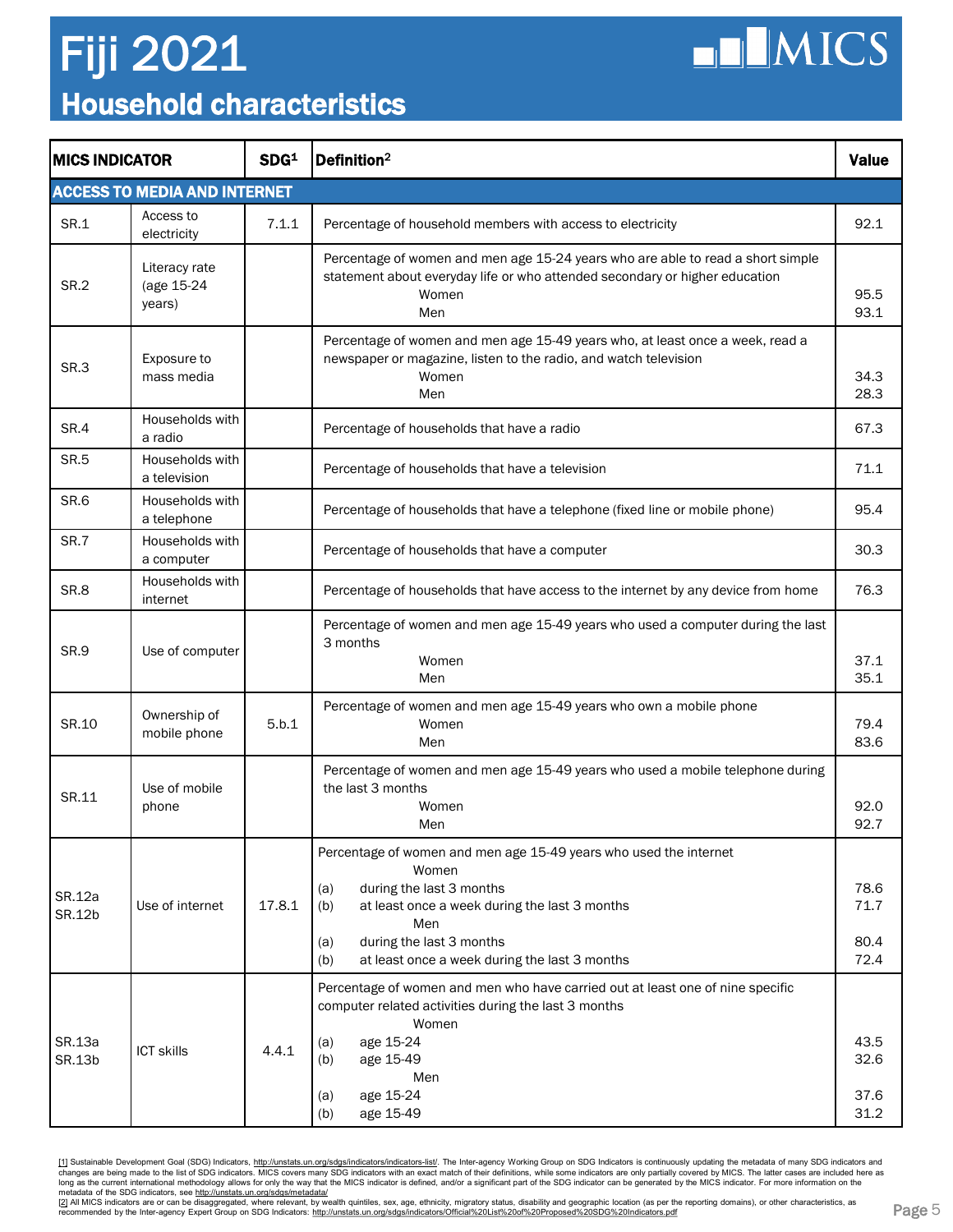# Fiji 2021

## Household characteristics

| MICS INDICATOR | | SDG[1] | Definition[2] | Value |
|---|---|---|---|---|
| **ACCESS TO MEDIA AND INTERNET** | | | | |
| SR.1 | Access to electricity | 7.1.1 | Percentage of household members with access to electricity | 92.1 |
| SR.2 | Literacy rate (age 15-24 years) | | Percentage of women and men age 15-24 years who are able to read a short simple statement about everyday life or who attended secondary or higher education<br>Women<br>Men | <br><br>95.5<br>93.1 |
| SR.3 | Exposure to mass media | | Percentage of women and men age 15-49 years who, at least once a week, read a newspaper or magazine, listen to the radio, and watch television<br>Women<br>Men | <br><br>34.3<br>28.3 |
| SR.4 | Households with a radio | | Percentage of households that have a radio | 67.3 |
| SR.5 | Households with a television | | Percentage of households that have a television | 71.1 |
| SR.6 | Households with a telephone | | Percentage of households that have a telephone (fixed line or mobile phone) | 95.4 |
| SR.7 | Households with a computer | | Percentage of households that have a computer | 30.3 |
| SR.8 | Households with internet | | Percentage of households that have access to the internet by any device from home | 76.3 |
| SR.9 | Use of computer | | Percentage of women and men age 15-49 years who used a computer during the last 3 months<br>Women<br>Men | <br><br>37.1<br>35.1 |
| SR.10 | Ownership of mobile phone | 5.b.1 | Percentage of women and men age 15-49 years who own a mobile phone<br>Women<br>Men | <br>79.4<br>83.6 |
| SR.11 | Use of mobile phone | | Percentage of women and men age 15-49 years who used a mobile telephone during the last 3 months<br>Women<br>Men | <br><br>92.0<br>92.7 |
| SR.12a<br>SR.12b | Use of internet | 17.8.1 | Percentage of women and men age 15-49 years who used the internet<br>Women<br>(a) during the last 3 months<br>(b) at least once a week during the last 3 months<br>Men<br>(a) during the last 3 months<br>(b) at least once a week during the last 3 months | <br><br>78.6<br>71.7<br><br>80.4<br>72.4 |
| SR.13a<br>SR.13b | ICT skills | 4.4.1 | Percentage of women and men who have carried out at least one of nine specific computer related activities during the last 3 months<br>Women<br>(a) age 15-24<br>(b) age 15-49<br>Men<br>(a) age 15-24<br>(b) age 15-49 | <br><br><br>43.5<br>32.6<br><br>37.6<br>31.2 |

[1] Sustainable Development Goal (SDG) Indicators, http://unstats.un.org/sdgs/indicators/indicators-list/. The Inter-agency Working Group on SDG Indicators is continuously updating the metadata of many SDG indicators and changes are being made to the list of SDG indicators. MICS covers many SDG indicators with an exact match of their definitions, while some indicators are only partially covered by MICS. The latter cases are included here as long as the current international methodology allows for only the way that the MICS indicator is defined, and/or a significant part of the SDG indicator can be generated by the MICS indicator. For more information on the metadata of the SDG indicators, see http://unstats.un.org/sdgs/metadata/

[2] All MICS indicators are or can be disaggregated, where relevant, by wealth quintiles, sex, age, ethnicity, migratory status, disability and geographic location (as per the reporting domains), or other characteristics, as recommended by the Inter-agency Expert Group on SDG Indicators: http://unstats.un.org/sdgs/indicators/Official%20List%20of%20Proposed%20SDG%20Indicators.pdf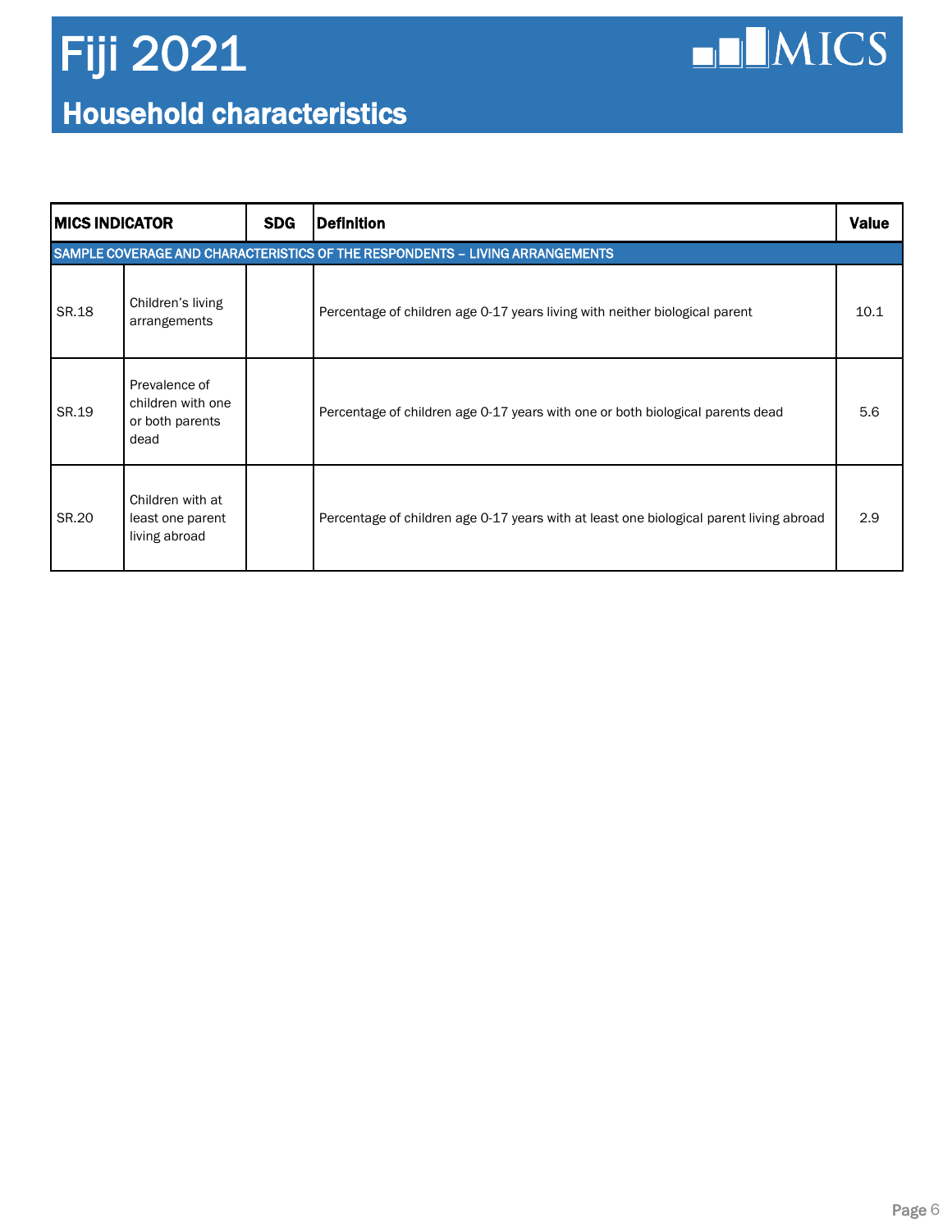# Fiji 2021

## Household characteristics

| MICS INDICATOR | | SDG | Definition | Value |
|---|---|---|---|---|
| SAMPLE COVERAGE AND CHARACTERISTICS OF THE RESPONDENTS – LIVING ARRANGEMENTS | | | | |
| SR.18 | Children's living arrangements | | Percentage of children age 0-17 years living with neither biological parent | 10.1 |
| SR.19 | Prevalence of children with one or both parents dead | | Percentage of children age 0-17 years with one or both biological parents dead | 5.6 |
| SR.20 | Children with at least one parent living abroad | | Percentage of children age 0-17 years with at least one biological parent living abroad | 2.9 |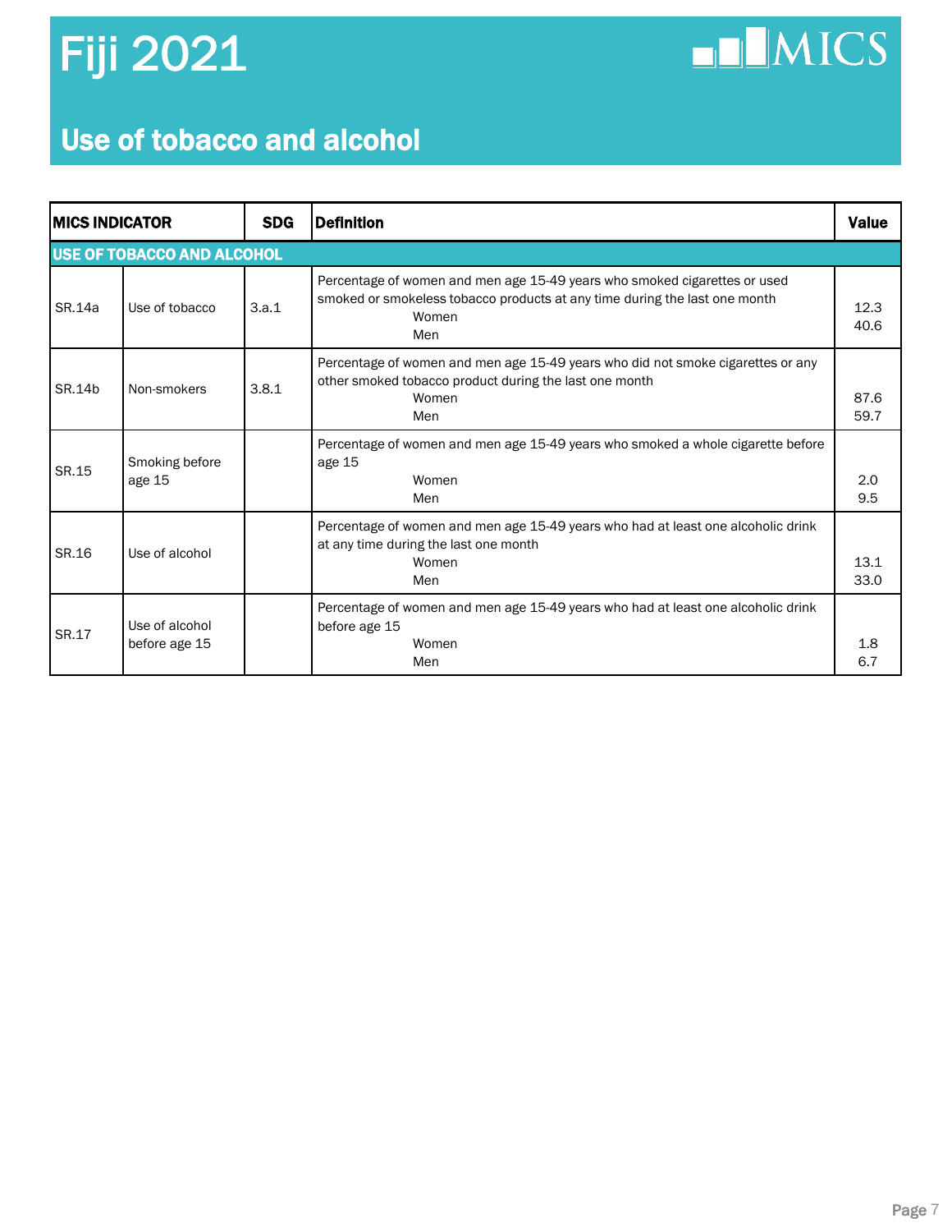# Fiji 2021

## Use of tobacco and alcohol

| MICS INDICATOR | | SDG | Definition | Value |
|---|---|---|---|---|
| **USE OF TOBACCO AND ALCOHOL** | | | | |
| SR.14a | Use of tobacco | 3.a.1 | Percentage of women and men age 15-49 years who smoked cigarettes or used smoked or smokeless tobacco products at any time during the last one month<br>Women<br>Men | <br><br>12.3<br>40.6 |
| SR.14b | Non-smokers | 3.8.1 | Percentage of women and men age 15-49 years who did not smoke cigarettes or any other smoked tobacco product during the last one month<br>Women<br>Men | <br><br>87.6<br>59.7 |
| SR.15 | Smoking before age 15 | | Percentage of women and men age 15-49 years who smoked a whole cigarette before age 15<br>Women<br>Men | <br><br>2.0<br>9.5 |
| SR.16 | Use of alcohol | | Percentage of women and men age 15-49 years who had at least one alcoholic drink at any time during the last one month<br>Women<br>Men | <br><br>13.1<br>33.0 |
| SR.17 | Use of alcohol before age 15 | | Percentage of women and men age 15-49 years who had at least one alcoholic drink before age 15<br>Women<br>Men | <br><br>1.8<br>6.7 |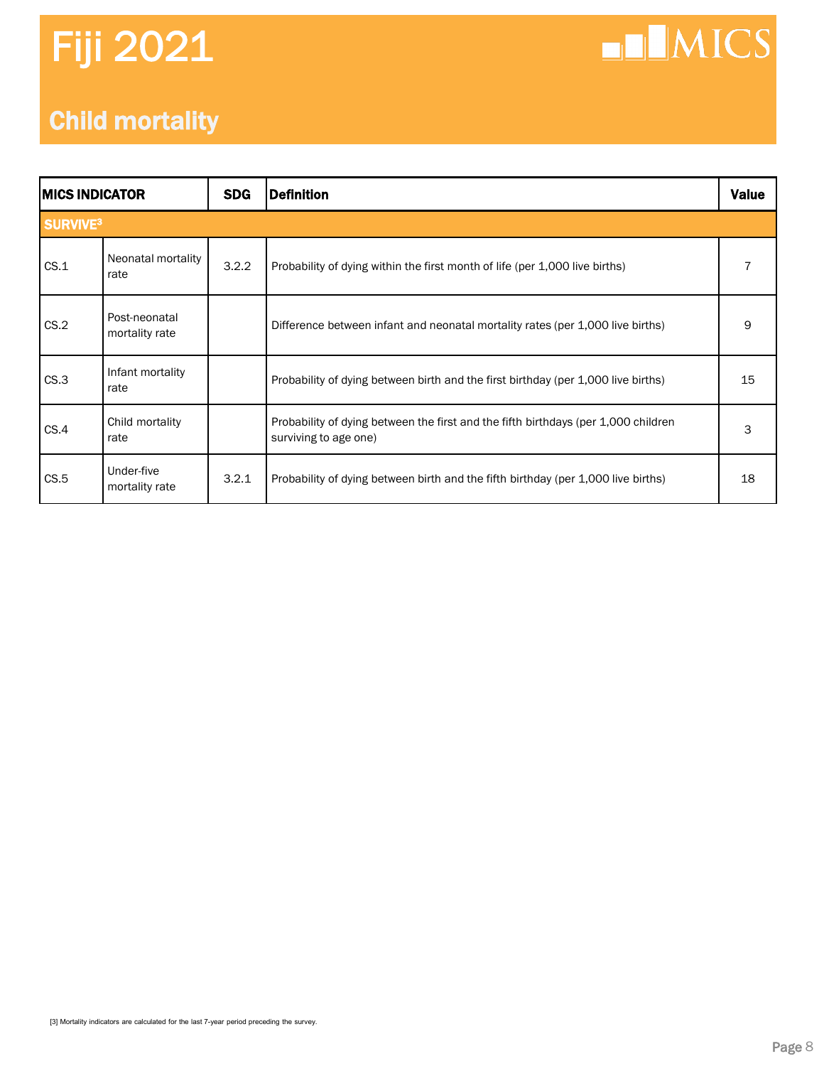# Fiji 2021

## Child mortality

| MICS INDICATOR | | SDG | Definition | Value |
|---|---|---|---|---|
| **SURVIVE[3]** | | | | |
| CS.1 | Neonatal mortality rate | 3.2.2 | Probability of dying within the first month of life (per 1,000 live births) | 7 |
| CS.2 | Post-neonatal mortality rate | | Difference between infant and neonatal mortality rates (per 1,000 live births) | 9 |
| CS.3 | Infant mortality rate | | Probability of dying between birth and the first birthday (per 1,000 live births) | 15 |
| CS.4 | Child mortality rate | | Probability of dying between the first and the fifth birthdays (per 1,000 children surviving to age one) | 3 |
| CS.5 | Under-five mortality rate | 3.2.1 | Probability of dying between birth and the fifth birthday (per 1,000 live births) | 18 |

[3] Mortality indicators are calculated for the last 7-year period preceding the survey.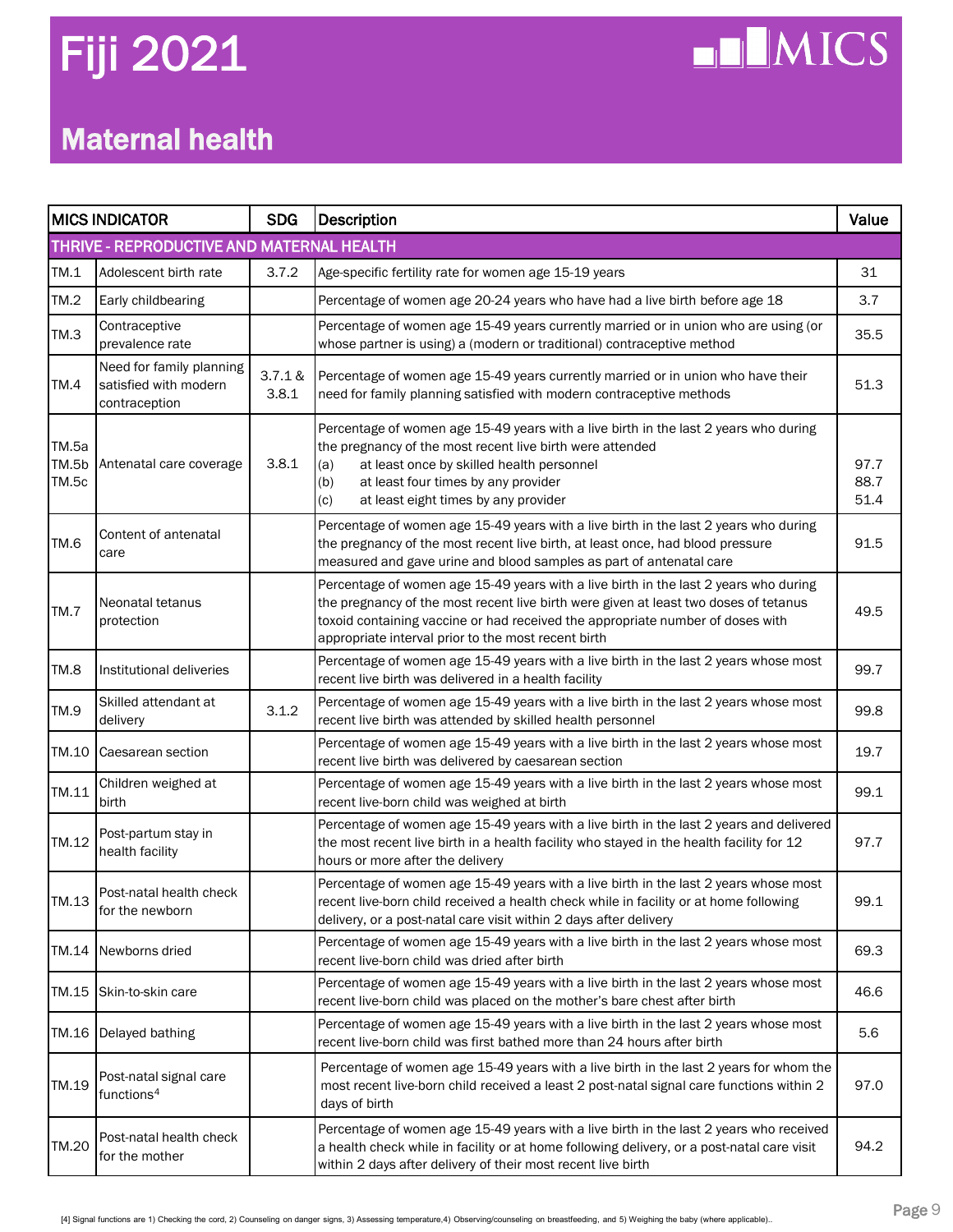# Fiji 2021

## Maternal health

| MICS INDICATOR | | SDG | Description | Value |
|---|---|---|---|---|
| **THRIVE - REPRODUCTIVE AND MATERNAL HEALTH** | | | | |
| TM.1 | Adolescent birth rate | 3.7.2 | Age-specific fertility rate for women age 15-19 years | 31 |
| TM.2 | Early childbearing | | Percentage of women age 20-24 years who have had a live birth before age 18 | 3.7 |
| TM.3 | Contraceptive prevalence rate | | Percentage of women age 15-49 years currently married or in union who are using (or whose partner is using) a (modern or traditional) contraceptive method | 35.5 |
| TM.4 | Need for family planning satisfied with modern contraception | 3.7.1 & 3.8.1 | Percentage of women age 15-49 years currently married or in union who have their need for family planning satisfied with modern contraceptive methods | 51.3 |
| TM.5a<br>TM.5b<br>TM.5c | Antenatal care coverage | 3.8.1 | Percentage of women age 15-49 years with a live birth in the last 2 years who during the pregnancy of the most recent live birth were attended<br>(a) at least once by skilled health personnel<br>(b) at least four times by any provider<br>(c) at least eight times by any provider | <br><br>97.7<br>88.7<br>51.4 |
| TM.6 | Content of antenatal care | | Percentage of women age 15-49 years with a live birth in the last 2 years who during the pregnancy of the most recent live birth, at least once, had blood pressure measured and gave urine and blood samples as part of antenatal care | 91.5 |
| TM.7 | Neonatal tetanus protection | | Percentage of women age 15-49 years with a live birth in the last 2 years who during the pregnancy of the most recent live birth were given at least two doses of tetanus toxoid containing vaccine or had received the appropriate number of doses with appropriate interval prior to the most recent birth | 49.5 |
| TM.8 | Institutional deliveries | | Percentage of women age 15-49 years with a live birth in the last 2 years whose most recent live birth was delivered in a health facility | 99.7 |
| TM.9 | Skilled attendant at delivery | 3.1.2 | Percentage of women age 15-49 years with a live birth in the last 2 years whose most recent live birth was attended by skilled health personnel | 99.8 |
| TM.10 | Caesarean section | | Percentage of women age 15-49 years with a live birth in the last 2 years whose most recent live birth was delivered by caesarean section | 19.7 |
| TM.11 | Children weighed at birth | | Percentage of women age 15-49 years with a live birth in the last 2 years whose most recent live-born child was weighed at birth | 99.1 |
| TM.12 | Post-partum stay in health facility | | Percentage of women age 15-49 years with a live birth in the last 2 years and delivered the most recent live birth in a health facility who stayed in the health facility for 12 hours or more after the delivery | 97.7 |
| TM.13 | Post-natal health check for the newborn | | Percentage of women age 15-49 years with a live birth in the last 2 years whose most recent live-born child received a health check while in facility or at home following delivery, or a post-natal care visit within 2 days after delivery | 99.1 |
| TM.14 | Newborns dried | | Percentage of women age 15-49 years with a live birth in the last 2 years whose most recent live-born child was dried after birth | 69.3 |
| TM.15 | Skin-to-skin care | | Percentage of women age 15-49 years with a live birth in the last 2 years whose most recent live-born child was placed on the mother's bare chest after birth | 46.6 |
| TM.16 | Delayed bathing | | Percentage of women age 15-49 years with a live birth in the last 2 years whose most recent live-born child was first bathed more than 24 hours after birth | 5.6 |
| TM.19 | Post-natal signal care functions[4] | | Percentage of women age 15-49 years with a live birth in the last 2 years for whom the most recent live-born child received a least 2 post-natal signal care functions within 2 days of birth | 97.0 |
| TM.20 | Post-natal health check for the mother | | Percentage of women age 15-49 years with a live birth in the last 2 years who received a health check while in facility or at home following delivery, or a post-natal care visit within 2 days after delivery of their most recent live birth | 94.2 |

[4] Signal functions are 1) Checking the cord, 2) Counseling on danger signs, 3) Assessing temperature,4) Observing/counseling on breastfeeding, and 5) Weighing the baby (where applicable)..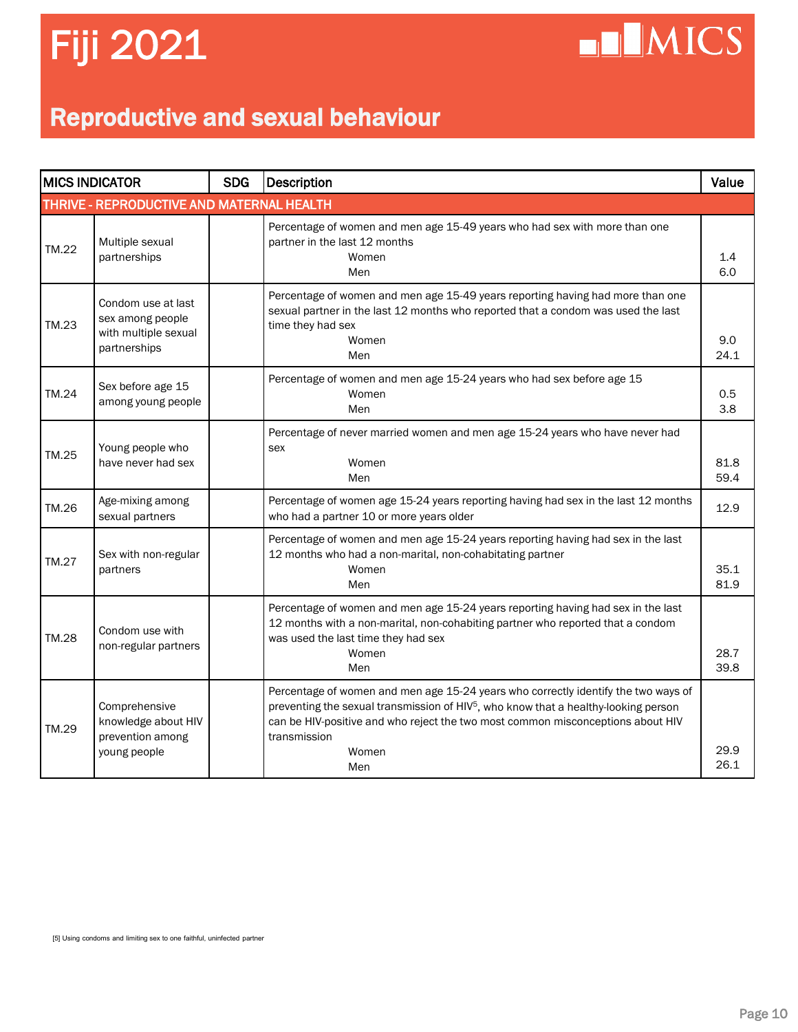# Fiji 2021

## Reproductive and sexual behaviour

| MICS INDICATOR | | SDG | Description | Value |
|---|---|---|---|---|
| **THRIVE - REPRODUCTIVE AND MATERNAL HEALTH** | | | | |
| TM.22 | Multiple sexual partnerships | | Percentage of women and men age 15-49 years who had sex with more than one partner in the last 12 months<br>Women<br>Men | <br>1.4<br>6.0 |
| TM.23 | Condom use at last sex among people with multiple sexual partnerships | | Percentage of women and men age 15-49 years reporting having had more than one sexual partner in the last 12 months who reported that a condom was used the last time they had sex<br>Women<br>Men | <br>9.0<br>24.1 |
| TM.24 | Sex before age 15 among young people | | Percentage of women and men age 15-24 years who had sex before age 15<br>Women<br>Men | <br>0.5<br>3.8 |
| TM.25 | Young people who have never had sex | | Percentage of never married women and men age 15-24 years who have never had sex<br>Women<br>Men | <br>81.8<br>59.4 |
| TM.26 | Age-mixing among sexual partners | | Percentage of women age 15-24 years reporting having had sex in the last 12 months who had a partner 10 or more years older | 12.9 |
| TM.27 | Sex with non-regular partners | | Percentage of women and men age 15-24 years reporting having had sex in the last 12 months who had a non-marital, non-cohabitating partner<br>Women<br>Men | <br>35.1<br>81.9 |
| TM.28 | Condom use with non-regular partners | | Percentage of women and men age 15-24 years reporting having had sex in the last 12 months with a non-marital, non-cohabiting partner who reported that a condom was used the last time they had sex<br>Women<br>Men | <br>28.7<br>39.8 |
| TM.29 | Comprehensive knowledge about HIV prevention among young people | | Percentage of women and men age 15-24 years who correctly identify the two ways of preventing the sexual transmission of HIV[5], who know that a healthy-looking person can be HIV-positive and who reject the two most common misconceptions about HIV transmission<br>Women<br>Men | <br>29.9<br>26.1 |

[5] Using condoms and limiting sex to one faithful, uninfected partner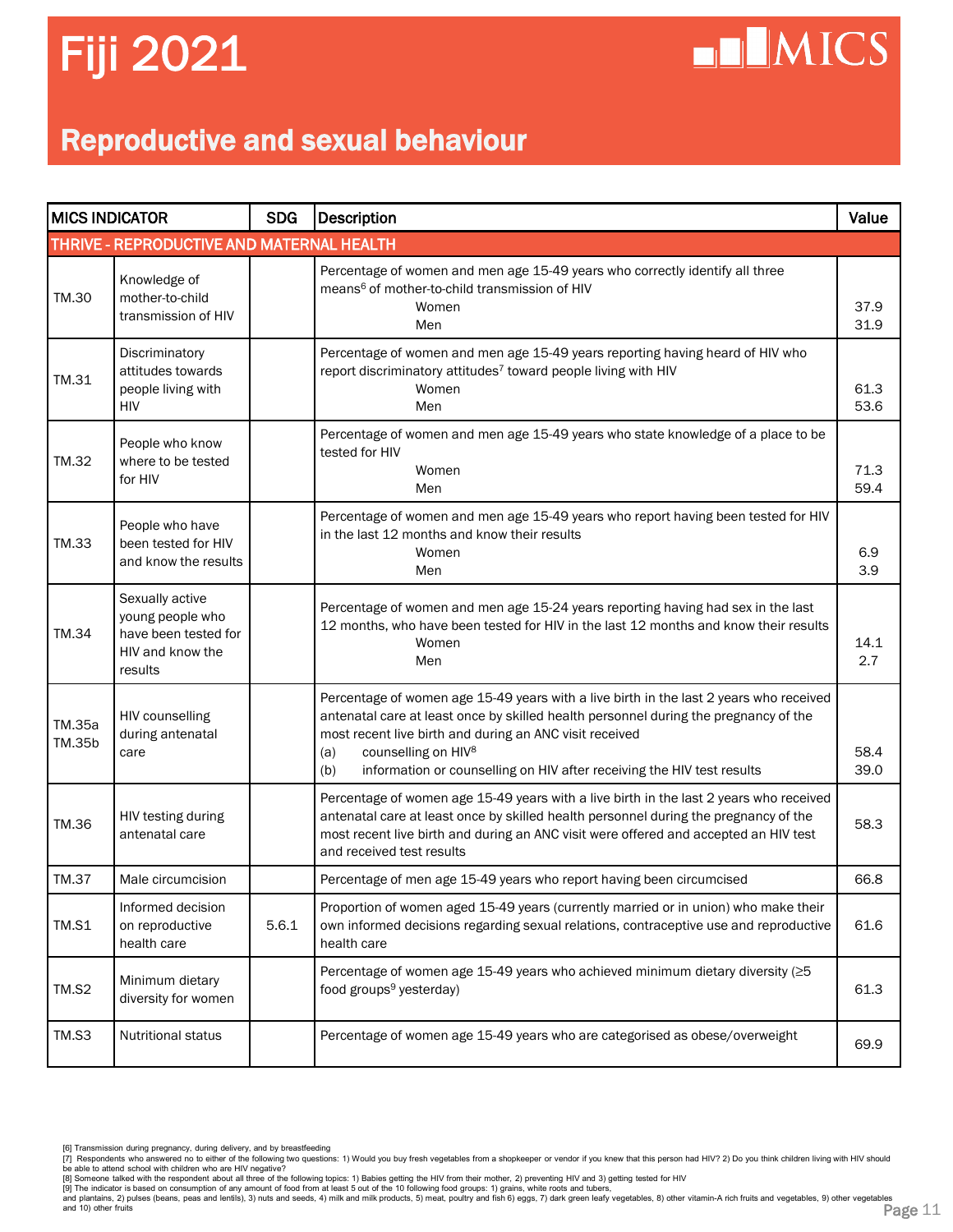# Fiji 2021

MICS

## Reproductive and sexual behaviour

| MICS INDICATOR | | SDG | Description | Value |
|---|---|---|---|---|
| **THRIVE - REPRODUCTIVE AND MATERNAL HEALTH** | | | | |
| TM.30 | Knowledge of mother-to-child transmission of HIV | | Percentage of women and men age 15-49 years who correctly identify all three means[6] of mother-to-child transmission of HIV<br>Women<br>Men | <br>37.9<br>31.9 |
| TM.31 | Discriminatory attitudes towards people living with HIV | | Percentage of women and men age 15-49 years reporting having heard of HIV who report discriminatory attitudes[7] toward people living with HIV<br>Women<br>Men | <br>61.3<br>53.6 |
| TM.32 | People who know where to be tested for HIV | | Percentage of women and men age 15-49 years who state knowledge of a place to be tested for HIV<br>Women<br>Men | <br>71.3<br>59.4 |
| TM.33 | People who have been tested for HIV and know the results | | Percentage of women and men age 15-49 years who report having been tested for HIV in the last 12 months and know their results<br>Women<br>Men | <br>6.9<br>3.9 |
| TM.34 | Sexually active young people who have been tested for HIV and know the results | | Percentage of women and men age 15-24 years reporting having had sex in the last 12 months, who have been tested for HIV in the last 12 months and know their results<br>Women<br>Men | <br>14.1<br>2.7 |
| TM.35a<br>TM.35b | HIV counselling during antenatal care | | Percentage of women age 15-49 years with a live birth in the last 2 years who received antenatal care at least once by skilled health personnel during the pregnancy of the most recent live birth and during an ANC visit received<br>(a) counselling on HIV[8]<br>(b) information or counselling on HIV after receiving the HIV test results | <br>58.4<br>39.0 |
| TM.36 | HIV testing during antenatal care | | Percentage of women age 15-49 years with a live birth in the last 2 years who received antenatal care at least once by skilled health personnel during the pregnancy of the most recent live birth and during an ANC visit were offered and accepted an HIV test and received test results | 58.3 |
| TM.37 | Male circumcision | | Percentage of men age 15-49 years who report having been circumcised | 66.8 |
| TM.S1 | Informed decision on reproductive health care | 5.6.1 | Proportion of women aged 15-49 years (currently married or in union) who make their own informed decisions regarding sexual relations, contraceptive use and reproductive health care | 61.6 |
| TM.S2 | Minimum dietary diversity for women | | Percentage of women age 15-49 years who achieved minimum dietary diversity (≥5 food groups[9] yesterday) | 61.3 |
| TM.S3 | Nutritional status | | Percentage of women age 15-49 years who are categorised as obese/overweight | 69.9 |

[6] Transmission during pregnancy, during delivery, and by breastfeeding
[7] Respondents who answered no to either of the following two questions: 1) Would you buy fresh vegetables from a shopkeeper or vendor if you knew that this person had HIV? 2) Do you think children living with HIV should be able to attend school with children who are HIV negative?
[8] Someone talked with the respondent about all three of the following topics: 1) Babies getting the HIV from their mother, 2) preventing HIV and 3) getting tested for HIV
[9] The indicator is based on consumption of any amount of food from at least 5 out of the 10 following food groups: 1) grains, white roots and tubers, and plantains, 2) pulses (beans, peas and lentils), 3) nuts and seeds, 4) milk and milk products, 5) meat, poultry and fish 6) eggs, 7) dark green leafy vegetables, 8) other vitamin-A rich fruits and vegetables, 9) other vegetables and 10) other fruits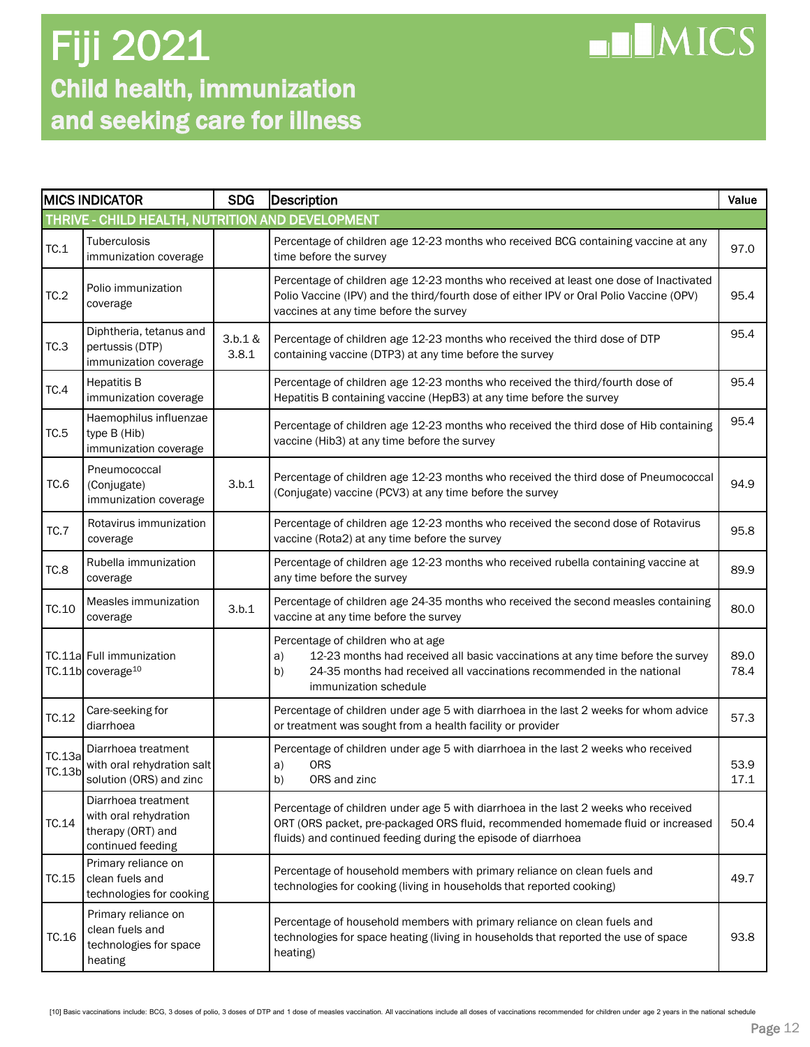# Fiji 2021

## Child health, immunization and seeking care for illness

MICS

| MICS INDICATOR | | SDG | Description | Value |
|---|---|---|---|---|
| **THRIVE - CHILD HEALTH, NUTRITION AND DEVELOPMENT** | | | | |
| TC.1 | Tuberculosis immunization coverage | | Percentage of children age 12-23 months who received BCG containing vaccine at any time before the survey | 97.0 |
| TC.2 | Polio immunization coverage | | Percentage of children age 12-23 months who received at least one dose of Inactivated Polio Vaccine (IPV) and the third/fourth dose of either IPV or Oral Polio Vaccine (OPV) vaccines at any time before the survey | 95.4 |
| TC.3 | Diphtheria, tetanus and pertussis (DTP) immunization coverage | 3.b.1 & 3.8.1 | Percentage of children age 12-23 months who received the third dose of DTP containing vaccine (DTP3) at any time before the survey | 95.4 |
| TC.4 | Hepatitis B immunization coverage | | Percentage of children age 12-23 months who received the third/fourth dose of Hepatitis B containing vaccine (HepB3) at any time before the survey | 95.4 |
| TC.5 | Haemophilus influenzae type B (Hib) immunization coverage | | Percentage of children age 12-23 months who received the third dose of Hib containing vaccine (Hib3) at any time before the survey | 95.4 |
| TC.6 | Pneumococcal (Conjugate) immunization coverage | 3.b.1 | Percentage of children age 12-23 months who received the third dose of Pneumococcal (Conjugate) vaccine (PCV3) at any time before the survey | 94.9 |
| TC.7 | Rotavirus immunization coverage | | Percentage of children age 12-23 months who received the second dose of Rotavirus vaccine (Rota2) at any time before the survey | 95.8 |
| TC.8 | Rubella immunization coverage | | Percentage of children age 12-23 months who received rubella containing vaccine at any time before the survey | 89.9 |
| TC.10 | Measles immunization coverage | 3.b.1 | Percentage of children age 24-35 months who received the second measles containing vaccine at any time before the survey | 80.0 |
| TC.11a<br>TC.11b | Full immunization coverage[10] | | Percentage of children who at age<br>a) 12-23 months had received all basic vaccinations at any time before the survey<br>b) 24-35 months had received all vaccinations recommended in the national immunization schedule | 89.0<br>78.4 |
| TC.12 | Care-seeking for diarrhoea | | Percentage of children under age 5 with diarrhoea in the last 2 weeks for whom advice or treatment was sought from a health facility or provider | 57.3 |
| TC.13a<br>TC.13b | Diarrhoea treatment with oral rehydration salt solution (ORS) and zinc | | Percentage of children under age 5 with diarrhoea in the last 2 weeks who received<br>a) ORS<br>b) ORS and zinc | 53.9<br>17.1 |
| TC.14 | Diarrhoea treatment with oral rehydration therapy (ORT) and continued feeding | | Percentage of children under age 5 with diarrhoea in the last 2 weeks who received ORT (ORS packet, pre-packaged ORS fluid, recommended homemade fluid or increased fluids) and continued feeding during the episode of diarrhoea | 50.4 |
| TC.15 | Primary reliance on clean fuels and technologies for cooking | | Percentage of household members with primary reliance on clean fuels and technologies for cooking (living in households that reported cooking) | 49.7 |
| TC.16 | Primary reliance on clean fuels and technologies for space heating | | Percentage of household members with primary reliance on clean fuels and technologies for space heating (living in households that reported the use of space heating) | 93.8 |

[10] Basic vaccinations include: BCG, 3 doses of polio, 3 doses of DTP and 1 dose of measles vaccination. All vaccinations include all doses of vaccinations recommended for children under age 2 years in the national schedule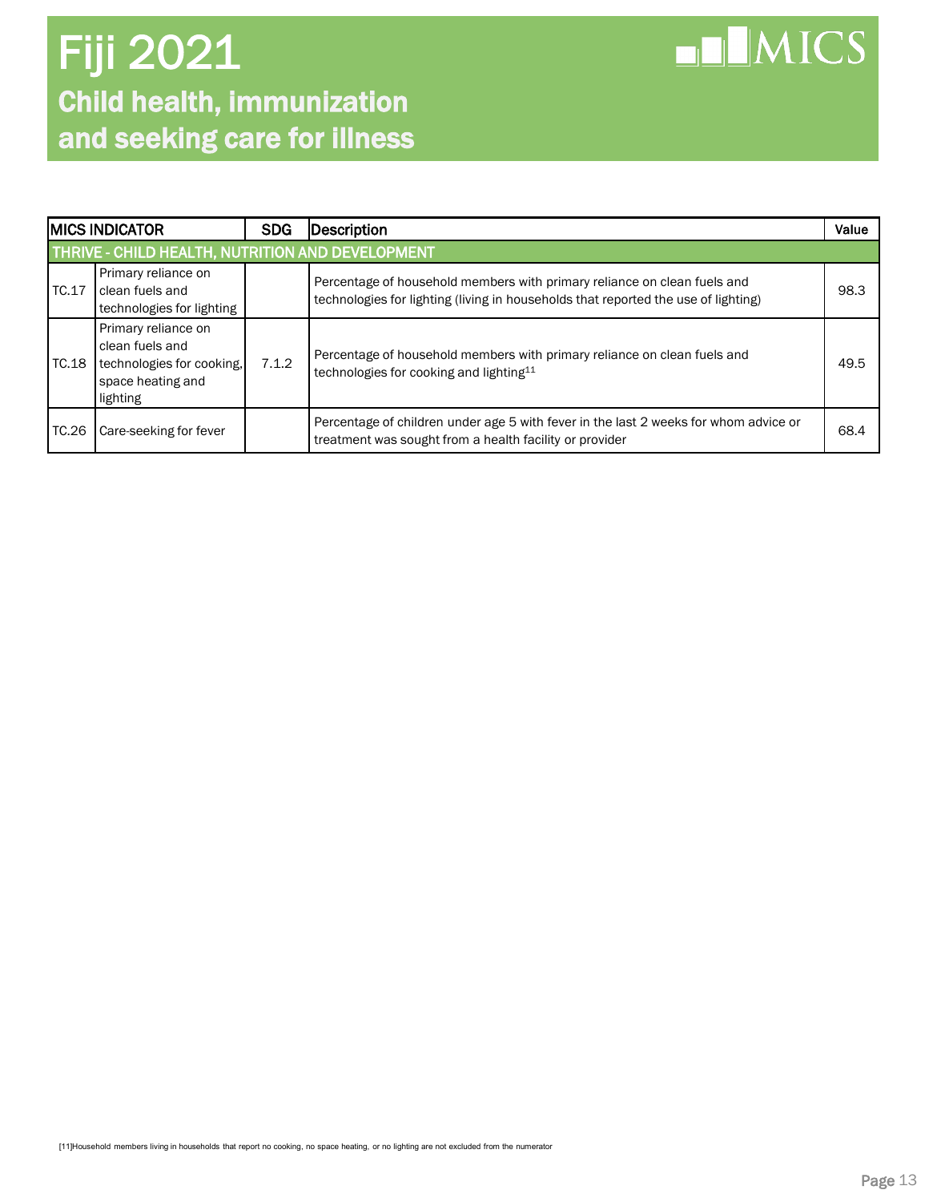# Fiji 2021

## Child health, immunization and seeking care for illness

| MICS INDICATOR | | SDG | Description | Value |
|---|---|---|---|---|
| THRIVE - CHILD HEALTH, NUTRITION AND DEVELOPMENT | | | | |
| TC.17 | Primary reliance on clean fuels and technologies for lighting | | Percentage of household members with primary reliance on clean fuels and technologies for lighting (living in households that reported the use of lighting) | 98.3 |
| TC.18 | Primary reliance on clean fuels and technologies for cooking, space heating and lighting | 7.1.2 | Percentage of household members with primary reliance on clean fuels and technologies for cooking and lighting[11] | 49.5 |
| TC.26 | Care-seeking for fever | | Percentage of children under age 5 with fever in the last 2 weeks for whom advice or treatment was sought from a health facility or provider | 68.4 |

[11]Household members living in households that report no cooking, no space heating, or no lighting are not excluded from the numerator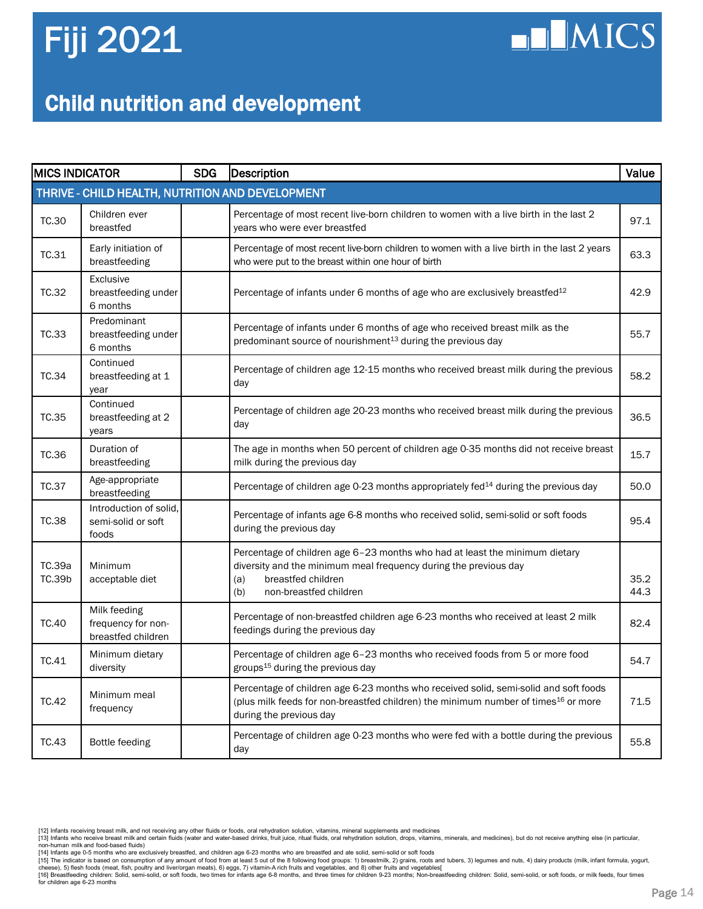# Fiji 2021

## Child nutrition and development

| MICS INDICATOR | | SDG | Description | Value |
|---|---|---|---|---|
| THRIVE - CHILD HEALTH, NUTRITION AND DEVELOPMENT | | | | |
| TC.30 | Children ever breastfed | | Percentage of most recent live-born children to women with a live birth in the last 2 years who were ever breastfed | 97.1 |
| TC.31 | Early initiation of breastfeeding | | Percentage of most recent live-born children to women with a live birth in the last 2 years who were put to the breast within one hour of birth | 63.3 |
| TC.32 | Exclusive breastfeeding under 6 months | | Percentage of infants under 6 months of age who are exclusively breastfed[12] | 42.9 |
| TC.33 | Predominant breastfeeding under 6 months | | Percentage of infants under 6 months of age who received breast milk as the predominant source of nourishment[13] during the previous day | 55.7 |
| TC.34 | Continued breastfeeding at 1 year | | Percentage of children age 12-15 months who received breast milk during the previous day | 58.2 |
| TC.35 | Continued breastfeeding at 2 years | | Percentage of children age 20-23 months who received breast milk during the previous day | 36.5 |
| TC.36 | Duration of breastfeeding | | The age in months when 50 percent of children age 0-35 months did not receive breast milk during the previous day | 15.7 |
| TC.37 | Age-appropriate breastfeeding | | Percentage of children age 0-23 months appropriately fed[14] during the previous day | 50.0 |
| TC.38 | Introduction of solid, semi-solid or soft foods | | Percentage of infants age 6-8 months who received solid, semi-solid or soft foods during the previous day | 95.4 |
| TC.39a<br>TC.39b | Minimum acceptable diet | | Percentage of children age 6–23 months who had at least the minimum dietary diversity and the minimum meal frequency during the previous day<br>(a) breastfed children<br>(b) non-breastfed children | <br><br>35.2<br>44.3 |
| TC.40 | Milk feeding frequency for non-breastfed children | | Percentage of non-breastfed children age 6-23 months who received at least 2 milk feedings during the previous day | 82.4 |
| TC.41 | Minimum dietary diversity | | Percentage of children age 6–23 months who received foods from 5 or more food groups[15] during the previous day | 54.7 |
| TC.42 | Minimum meal frequency | | Percentage of children age 6-23 months who received solid, semi-solid and soft foods (plus milk feeds for non-breastfed children) the minimum number of times[16] or more during the previous day | 71.5 |
| TC.43 | Bottle feeding | | Percentage of children age 0-23 months who were fed with a bottle during the previous day | 55.8 |

[12] Infants receiving breast milk, and not receiving any other fluids or foods, oral rehydration solution, vitamins, mineral supplements and medicines
[13] Infants who receive breast milk and certain fluids (water and water-based drinks, fruit juice, ritual fluids, oral rehydration solution, drops, vitamins, minerals, and medicines), but do not receive anything else (in particular, non-human milk and food-based fluids)
[14] Infants age 0-5 months who are exclusively breastfed, and children age 6-23 months who are breastfed and ate solid, semi-solid or soft foods
[15] The indicator is based on consumption of any amount of food from at least 5 out of the 8 following food groups: 1) breastmilk, 2) grains, roots and tubers, 3) legumes and nuts, 4) dairy products (milk, infant formula, yogurt, cheese), 5) flesh foods (meat, fish, poultry and liver/organ meats), 6) eggs, 7) vitamin-A rich fruits and vegetables, and 8) other fruits and vegetables[
[16] Breastfeeding children: Solid, semi-solid, or soft foods, two times for infants age 6-8 months, and three times for children 9-23 months; Non-breastfeeding children: Solid, semi-solid, or soft foods, or milk feeds, four times for children age 6-23 months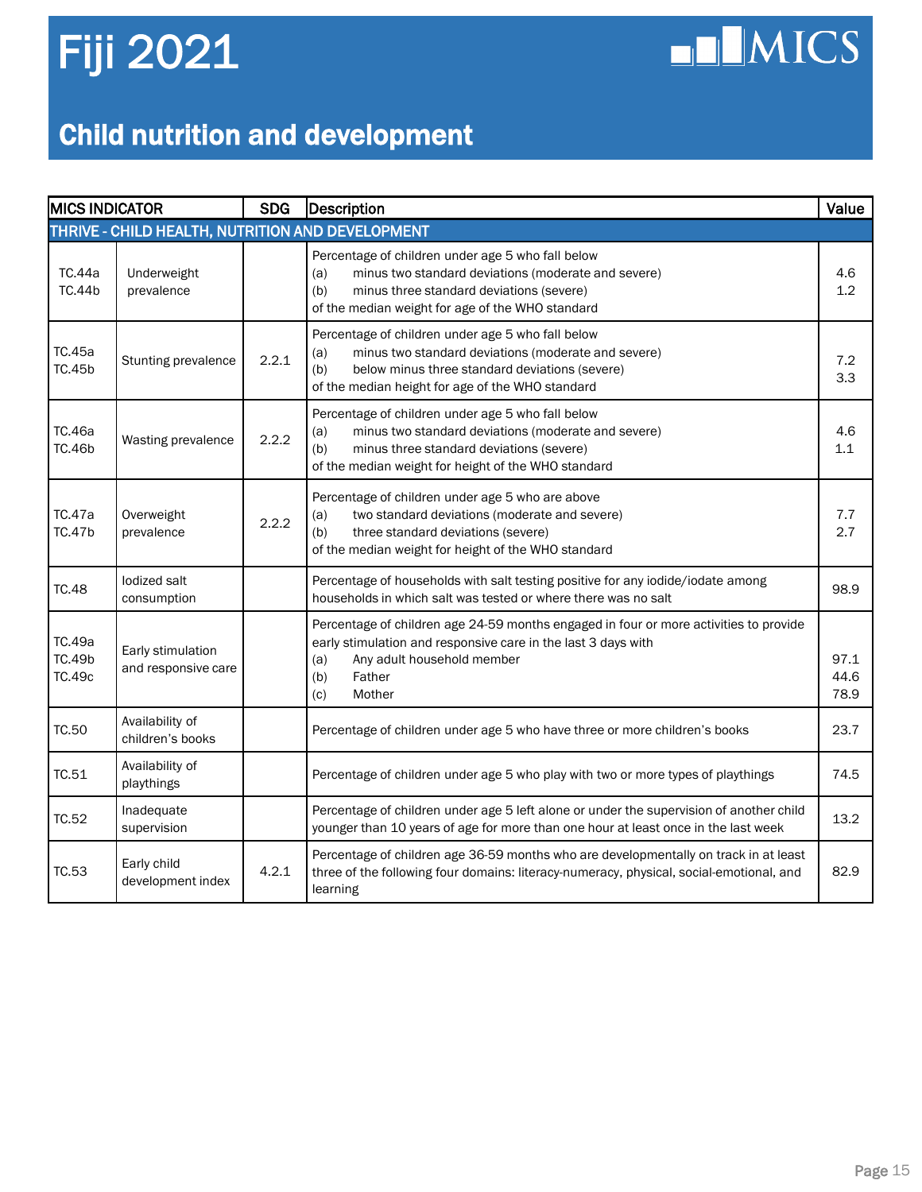# Fiji 2021

## Child nutrition and development

| MICS INDICATOR | | SDG | Description | Value |
|---|---|---|---|---|
| **THRIVE - CHILD HEALTH, NUTRITION AND DEVELOPMENT** | | | | |
| TC.44a<br>TC.44b | Underweight prevalence | | Percentage of children under age 5 who fall below<br>(a) minus two standard deviations (moderate and severe)<br>(b) minus three standard deviations (severe)<br>of the median weight for age of the WHO standard | 4.6<br>1.2 |
| TC.45a<br>TC.45b | Stunting prevalence | 2.2.1 | Percentage of children under age 5 who fall below<br>(a) minus two standard deviations (moderate and severe)<br>(b) below minus three standard deviations (severe)<br>of the median height for age of the WHO standard | 7.2<br>3.3 |
| TC.46a<br>TC.46b | Wasting prevalence | 2.2.2 | Percentage of children under age 5 who fall below<br>(a) minus two standard deviations (moderate and severe)<br>(b) minus three standard deviations (severe)<br>of the median weight for height of the WHO standard | 4.6<br>1.1 |
| TC.47a<br>TC.47b | Overweight prevalence | 2.2.2 | Percentage of children under age 5 who are above<br>(a) two standard deviations (moderate and severe)<br>(b) three standard deviations (severe)<br>of the median weight for height of the WHO standard | 7.7<br>2.7 |
| TC.48 | Iodized salt consumption | | Percentage of households with salt testing positive for any iodide/iodate among households in which salt was tested or where there was no salt | 98.9 |
| TC.49a<br>TC.49b<br>TC.49c | Early stimulation and responsive care | | Percentage of children age 24-59 months engaged in four or more activities to provide early stimulation and responsive care in the last 3 days with<br>(a) Any adult household member<br>(b) Father<br>(c) Mother | 97.1<br>44.6<br>78.9 |
| TC.50 | Availability of children's books | | Percentage of children under age 5 who have three or more children's books | 23.7 |
| TC.51 | Availability of playthings | | Percentage of children under age 5 who play with two or more types of playthings | 74.5 |
| TC.52 | Inadequate supervision | | Percentage of children under age 5 left alone or under the supervision of another child younger than 10 years of age for more than one hour at least once in the last week | 13.2 |
| TC.53 | Early child development index | 4.2.1 | Percentage of children age 36-59 months who are developmentally on track in at least three of the following four domains: literacy-numeracy, physical, social-emotional, and learning | 82.9 |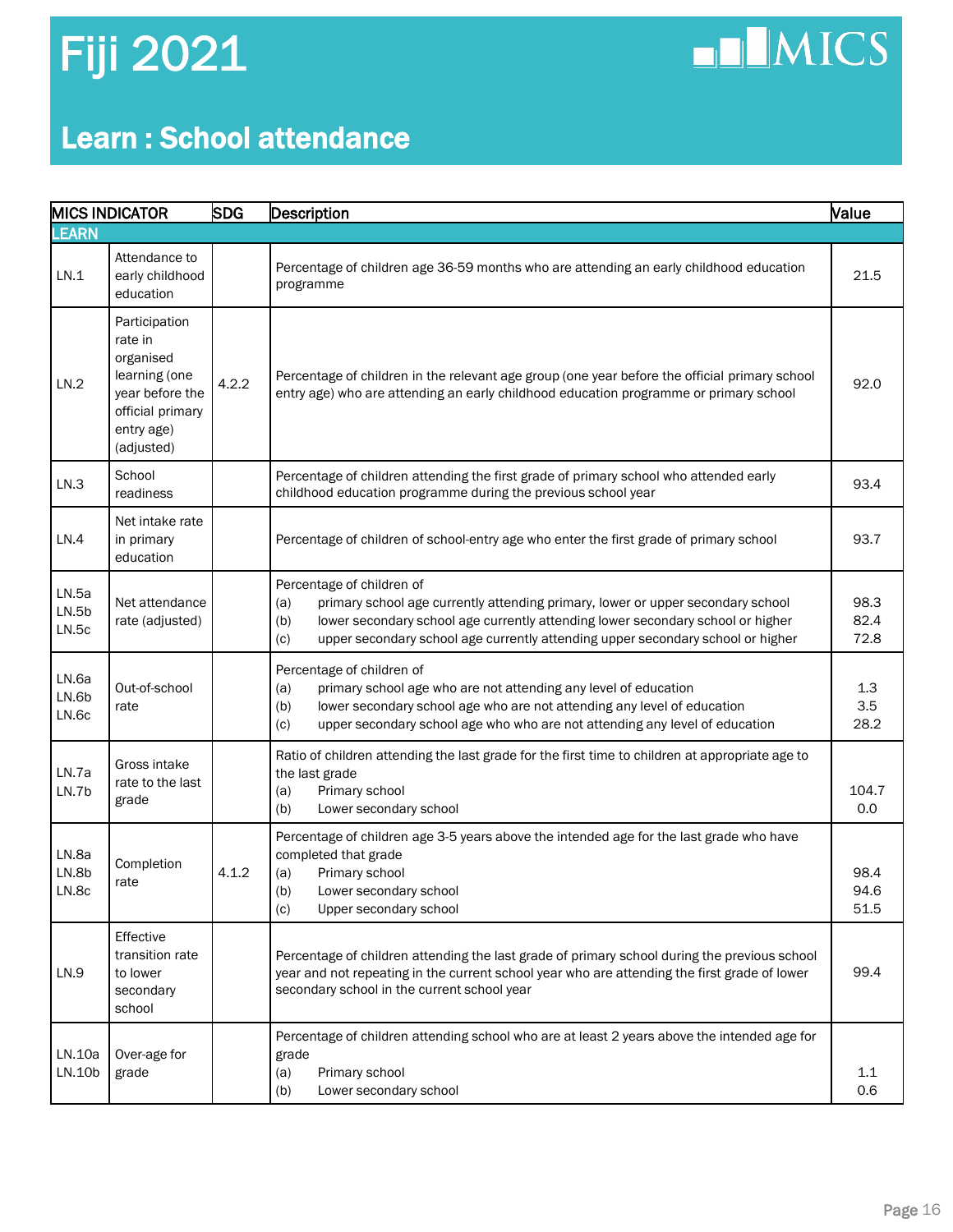# Fiji 2021

## Learn : School attendance

| MICS INDICATOR | | SDG | Description | Value |
|---|---|---|---|---|
| **LEARN** | | | | |
| LN.1 | Attendance to early childhood education | | Percentage of children age 36-59 months who are attending an early childhood education programme | 21.5 |
| LN.2 | Participation rate in organised learning (one year before the official primary entry age) (adjusted) | 4.2.2 | Percentage of children in the relevant age group (one year before the official primary school entry age) who are attending an early childhood education programme or primary school | 92.0 |
| LN.3 | School readiness | | Percentage of children attending the first grade of primary school who attended early childhood education programme during the previous school year | 93.4 |
| LN.4 | Net intake rate in primary education | | Percentage of children of school-entry age who enter the first grade of primary school | 93.7 |
| LN.5a<br>LN.5b<br>LN.5c | Net attendance rate (adjusted) | | Percentage of children of<br>(a) primary school age currently attending primary, lower or upper secondary school<br>(b) lower secondary school age currently attending lower secondary school or higher<br>(c) upper secondary school age currently attending upper secondary school or higher | 98.3<br>82.4<br>72.8 |
| LN.6a<br>LN.6b<br>LN.6c | Out-of-school rate | | Percentage of children of<br>(a) primary school age who are not attending any level of education<br>(b) lower secondary school age who are not attending any level of education<br>(c) upper secondary school age who who are not attending any level of education | 1.3<br>3.5<br>28.2 |
| LN.7a<br>LN.7b | Gross intake rate to the last grade | | Ratio of children attending the last grade for the first time to children at appropriate age to the last grade<br>(a) Primary school<br>(b) Lower secondary school | 104.7<br>0.0 |
| LN.8a<br>LN.8b<br>LN.8c | Completion rate | 4.1.2 | Percentage of children age 3-5 years above the intended age for the last grade who have completed that grade<br>(a) Primary school<br>(b) Lower secondary school<br>(c) Upper secondary school | 98.4<br>94.6<br>51.5 |
| LN.9 | Effective transition rate to lower secondary school | | Percentage of children attending the last grade of primary school during the previous school year and not repeating in the current school year who are attending the first grade of lower secondary school in the current school year | 99.4 |
| LN.10a<br>LN.10b | Over-age for grade | | Percentage of children attending school who are at least 2 years above the intended age for grade<br>(a) Primary school<br>(b) Lower secondary school | 1.1<br>0.6 |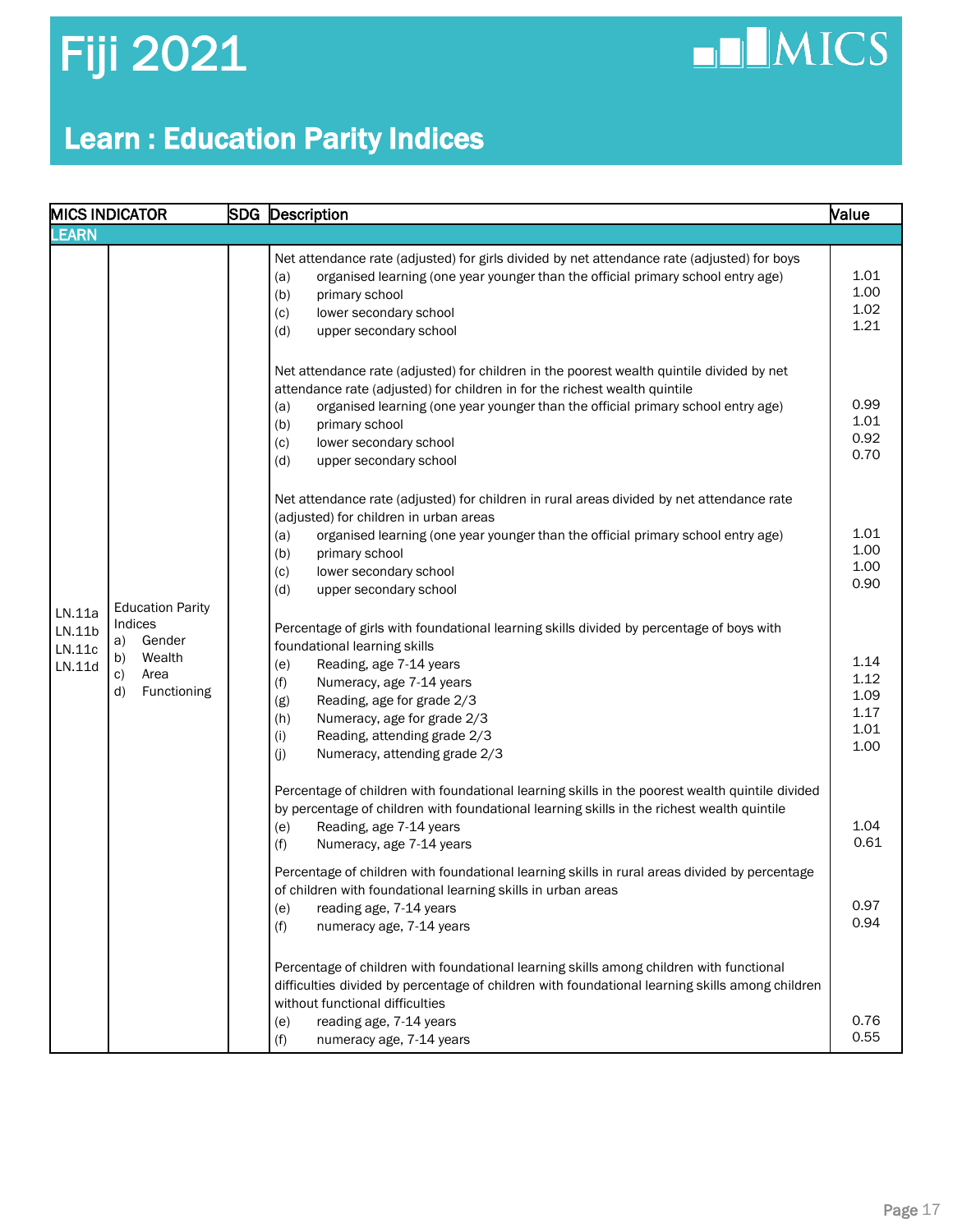# Fiji 2021

## Learn : Education Parity Indices

| MICS INDICATOR | | SDG | Description | Value |
|---|---|---|---|---|
| **LEARN** | | | | |
| LN.11a<br>LN.11b<br>LN.11c<br>LN.11d | Education Parity Indices<br>a) Gender<br>b) Wealth<br>c) Area<br>d) Functioning | | Net attendance rate (adjusted) for girls divided by net attendance rate (adjusted) for boys<br>(a) organised learning (one year younger than the official primary school entry age)<br>(b) primary school<br>(c) lower secondary school<br>(d) upper secondary school | <br>1.01<br>1.00<br>1.02<br>1.21 |
| | | | Net attendance rate (adjusted) for children in the poorest wealth quintile divided by net attendance rate (adjusted) for children in for the richest wealth quintile<br>(a) organised learning (one year younger than the official primary school entry age)<br>(b) primary school<br>(c) lower secondary school<br>(d) upper secondary school | <br>0.99<br>1.01<br>0.92<br>0.70 |
| | | | Net attendance rate (adjusted) for children in rural areas divided by net attendance rate (adjusted) for children in urban areas<br>(a) organised learning (one year younger than the official primary school entry age)<br>(b) primary school<br>(c) lower secondary school<br>(d) upper secondary school | <br>1.01<br>1.00<br>1.00<br>0.90 |
| | | | Percentage of girls with foundational learning skills divided by percentage of boys with foundational learning skills<br>(e) Reading, age 7-14 years<br>(f) Numeracy, age 7-14 years<br>(g) Reading, age for grade 2/3<br>(h) Numeracy, age for grade 2/3<br>(i) Reading, attending grade 2/3<br>(j) Numeracy, attending grade 2/3 | <br>1.14<br>1.12<br>1.09<br>1.17<br>1.01<br>1.00 |
| | | | Percentage of children with foundational learning skills in the poorest wealth quintile divided by percentage of children with foundational learning skills in the richest wealth quintile<br>(e) Reading, age 7-14 years<br>(f) Numeracy, age 7-14 years | <br>1.04<br>0.61 |
| | | | Percentage of children with foundational learning skills in rural areas divided by percentage of children with foundational learning skills in urban areas<br>(e) reading age, 7-14 years<br>(f) numeracy age, 7-14 years | <br>0.97<br>0.94 |
| | | | Percentage of children with foundational learning skills among children with functional difficulties divided by percentage of children with foundational learning skills among children without functional difficulties<br>(e) reading age, 7-14 years<br>(f) numeracy age, 7-14 years | <br>0.76<br>0.55 |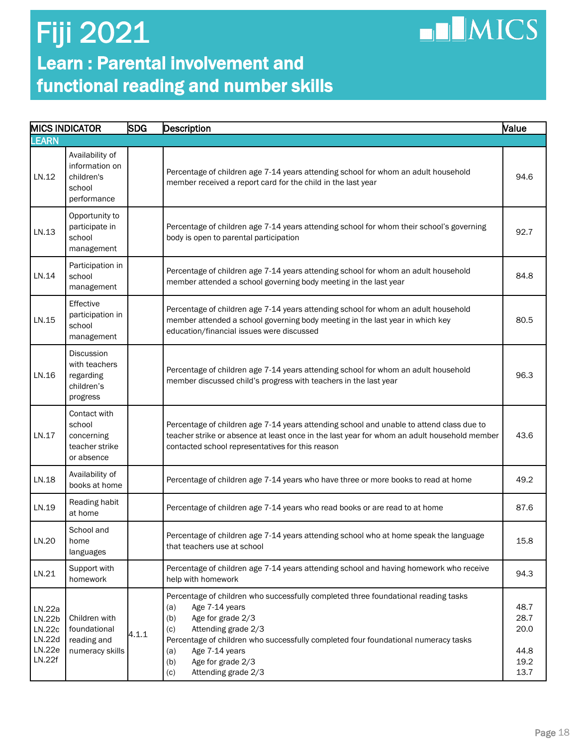# Fiji 2021

## Learn : Parental involvement and functional reading and number skills

| MICS INDICATOR | | SDG | Description | Value |
|---|---|---|---|---|
| **LEARN** | | | | |
| LN.12 | Availability of information on children's school performance | | Percentage of children age 7-14 years attending school for whom an adult household member received a report card for the child in the last year | 94.6 |
| LN.13 | Opportunity to participate in school management | | Percentage of children age 7-14 years attending school for whom their school's governing body is open to parental participation | 92.7 |
| LN.14 | Participation in school management | | Percentage of children age 7-14 years attending school for whom an adult household member attended a school governing body meeting in the last year | 84.8 |
| LN.15 | Effective participation in school management | | Percentage of children age 7-14 years attending school for whom an adult household member attended a school governing body meeting in the last year in which key education/financial issues were discussed | 80.5 |
| LN.16 | Discussion with teachers regarding children's progress | | Percentage of children age 7-14 years attending school for whom an adult household member discussed child's progress with teachers in the last year | 96.3 |
| LN.17 | Contact with school concerning teacher strike or absence | | Percentage of children age 7-14 years attending school and unable to attend class due to teacher strike or absence at least once in the last year for whom an adult household member contacted school representatives for this reason | 43.6 |
| LN.18 | Availability of books at home | | Percentage of children age 7-14 years who have three or more books to read at home | 49.2 |
| LN.19 | Reading habit at home | | Percentage of children age 7-14 years who read books or are read to at home | 87.6 |
| LN.20 | School and home languages | | Percentage of children age 7-14 years attending school who at home speak the language that teachers use at school | 15.8 |
| LN.21 | Support with homework | | Percentage of children age 7-14 years attending school and having homework who receive help with homework | 94.3 |
| LN.22a<br>LN.22b<br>LN.22c<br>LN.22d<br>LN.22e<br>LN.22f | Children with foundational reading and numeracy skills | 4.1.1 | Percentage of children who successfully completed three foundational reading tasks<br>(a) Age 7-14 years<br>(b) Age for grade 2/3<br>(c) Attending grade 2/3<br>Percentage of children who successfully completed four foundational numeracy tasks<br>(a) Age 7-14 years<br>(b) Age for grade 2/3<br>(c) Attending grade 2/3 | <br>48.7<br>28.7<br>20.0<br><br>44.8<br>19.2<br>13.7 |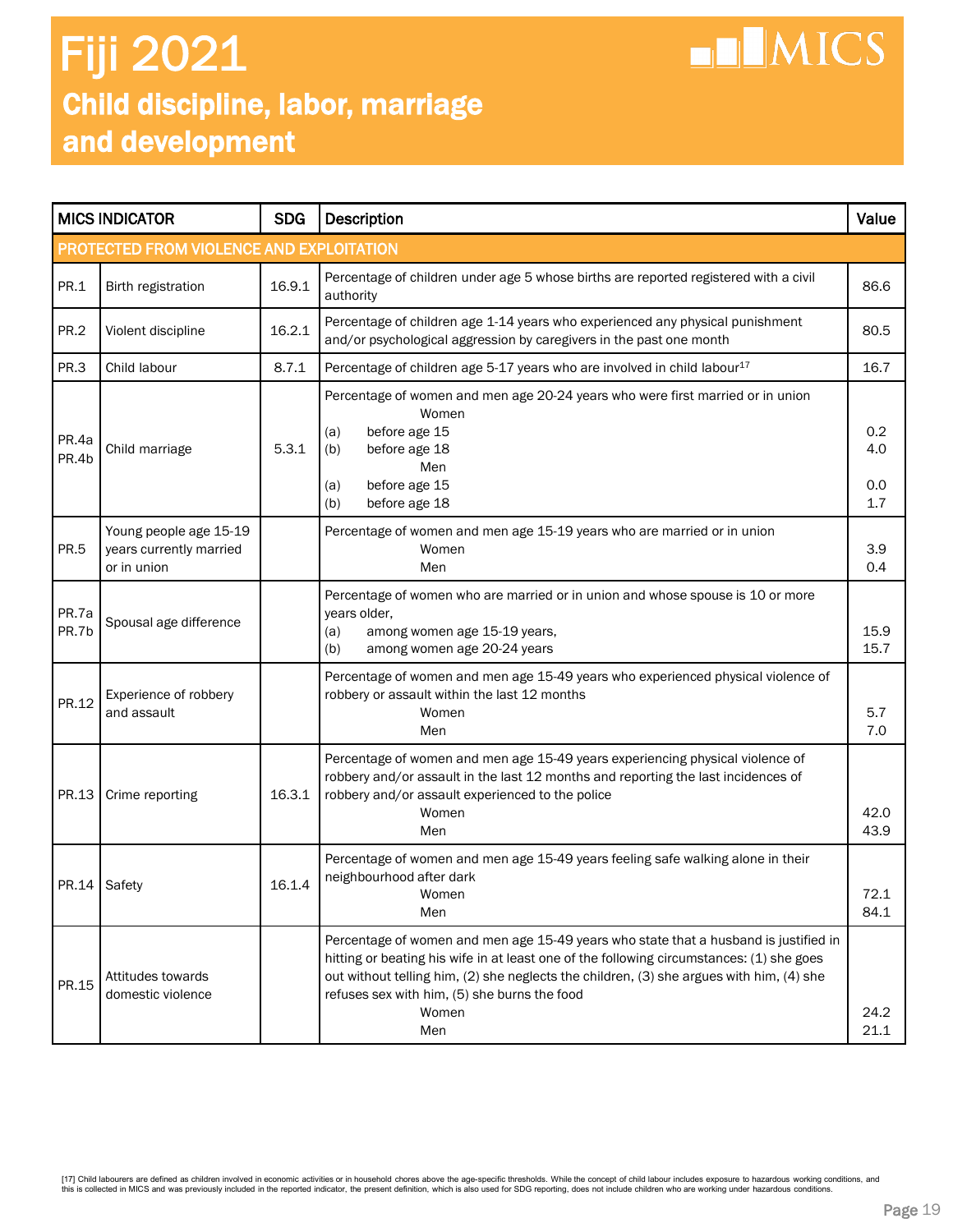# Fiji 2021

## Child discipline, labor, marriage and development

| MICS INDICATOR | | SDG | Description | Value |
|---|---|---|---|---|
| **PROTECTED FROM VIOLENCE AND EXPLOITATION** | | | | |
| PR.1 | Birth registration | 16.9.1 | Percentage of children under age 5 whose births are reported registered with a civil authority | 86.6 |
| PR.2 | Violent discipline | 16.2.1 | Percentage of children age 1-14 years who experienced any physical punishment and/or psychological aggression by caregivers in the past one month | 80.5 |
| PR.3 | Child labour | 8.7.1 | Percentage of children age 5-17 years who are involved in child labour[17] | 16.7 |
| PR.4a PR.4b | Child marriage | 5.3.1 | Percentage of women and men age 20-24 years who were first married or in union<br>Women<br>(a) before age 15<br>(b) before age 18<br>Men<br>(a) before age 15<br>(b) before age 18 | <br><br>0.2<br>4.0<br><br>0.0<br>1.7 |
| PR.5 | Young people age 15-19 years currently married or in union | | Percentage of women and men age 15-19 years who are married or in union<br>Women<br>Men | <br>3.9<br>0.4 |
| PR.7a PR.7b | Spousal age difference | | Percentage of women who are married or in union and whose spouse is 10 or more years older,<br>(a) among women age 15-19 years,<br>(b) among women age 20-24 years | <br>15.9<br>15.7 |
| PR.12 | Experience of robbery and assault | | Percentage of women and men age 15-49 years who experienced physical violence of robbery or assault within the last 12 months<br>Women<br>Men | <br>5.7<br>7.0 |
| PR.13 | Crime reporting | 16.3.1 | Percentage of women and men age 15-49 years experiencing physical violence of robbery and/or assault in the last 12 months and reporting the last incidences of robbery and/or assault experienced to the police<br>Women<br>Men | <br>42.0<br>43.9 |
| PR.14 | Safety | 16.1.4 | Percentage of women and men age 15-49 years feeling safe walking alone in their neighbourhood after dark<br>Women<br>Men | <br>72.1<br>84.1 |
| PR.15 | Attitudes towards domestic violence | | Percentage of women and men age 15-49 years who state that a husband is justified in hitting or beating his wife in at least one of the following circumstances: (1) she goes out without telling him, (2) she neglects the children, (3) she argues with him, (4) she refuses sex with him, (5) she burns the food<br>Women<br>Men | <br>24.2<br>21.1 |

[17] Child labourers are defined as children involved in economic activities or in household chores above the age-specific thresholds. While the concept of child labour includes exposure to hazardous working conditions, and this is collected in MICS and was previously included in the reported indicator, the present definition, which is also used for SDG reporting, does not include children who are working under hazardous conditions.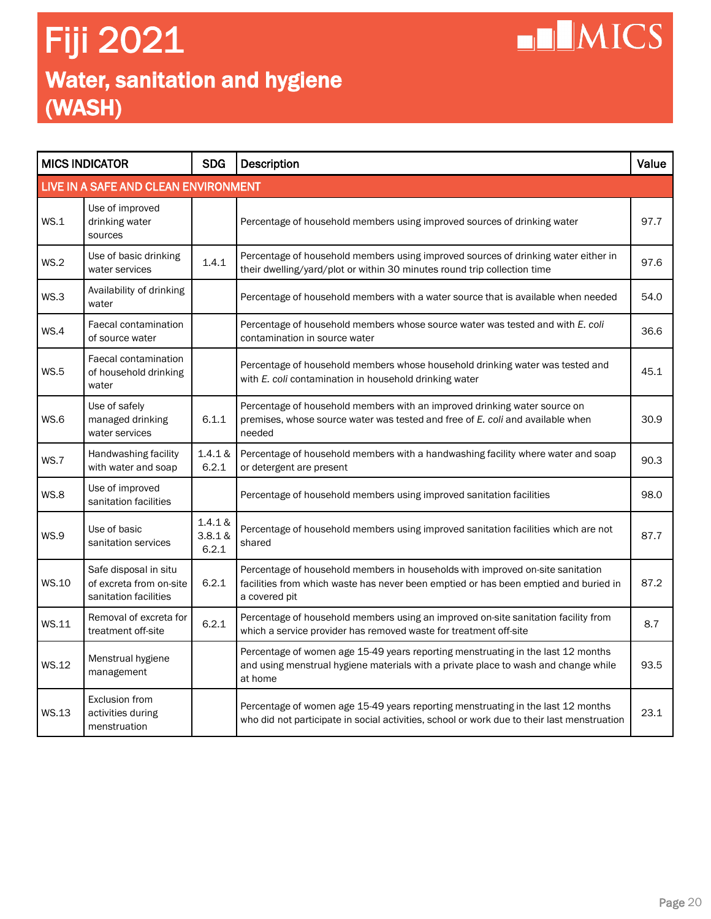# Fiji 2021

## Water, sanitation and hygiene (WASH)

| MICS INDICATOR | | SDG | Description | Value |
|---|---|---|---|---|
| **LIVE IN A SAFE AND CLEAN ENVIRONMENT** | | | | |
| WS.1 | Use of improved drinking water sources | | Percentage of household members using improved sources of drinking water | 97.7 |
| WS.2 | Use of basic drinking water services | 1.4.1 | Percentage of household members using improved sources of drinking water either in their dwelling/yard/plot or within 30 minutes round trip collection time | 97.6 |
| WS.3 | Availability of drinking water | | Percentage of household members with a water source that is available when needed | 54.0 |
| WS.4 | Faecal contamination of source water | | Percentage of household members whose source water was tested and with *E. coli* contamination in source water | 36.6 |
| WS.5 | Faecal contamination of household drinking water | | Percentage of household members whose household drinking water was tested and with *E. coli* contamination in household drinking water | 45.1 |
| WS.6 | Use of safely managed drinking water services | 6.1.1 | Percentage of household members with an improved drinking water source on premises, whose source water was tested and free of *E. coli* and available when needed | 30.9 |
| WS.7 | Handwashing facility with water and soap | 1.4.1 & 6.2.1 | Percentage of household members with a handwashing facility where water and soap or detergent are present | 90.3 |
| WS.8 | Use of improved sanitation facilities | | Percentage of household members using improved sanitation facilities | 98.0 |
| WS.9 | Use of basic sanitation services | 1.4.1 & 3.8.1 & 6.2.1 | Percentage of household members using improved sanitation facilities which are not shared | 87.7 |
| WS.10 | Safe disposal in situ of excreta from on-site sanitation facilities | 6.2.1 | Percentage of household members in households with improved on-site sanitation facilities from which waste has never been emptied or has been emptied and buried in a covered pit | 87.2 |
| WS.11 | Removal of excreta for treatment off-site | 6.2.1 | Percentage of household members using an improved on-site sanitation facility from which a service provider has removed waste for treatment off-site | 8.7 |
| WS.12 | Menstrual hygiene management | | Percentage of women age 15-49 years reporting menstruating in the last 12 months and using menstrual hygiene materials with a private place to wash and change while at home | 93.5 |
| WS.13 | Exclusion from activities during menstruation | | Percentage of women age 15-49 years reporting menstruating in the last 12 months who did not participate in social activities, school or work due to their last menstruation | 23.1 |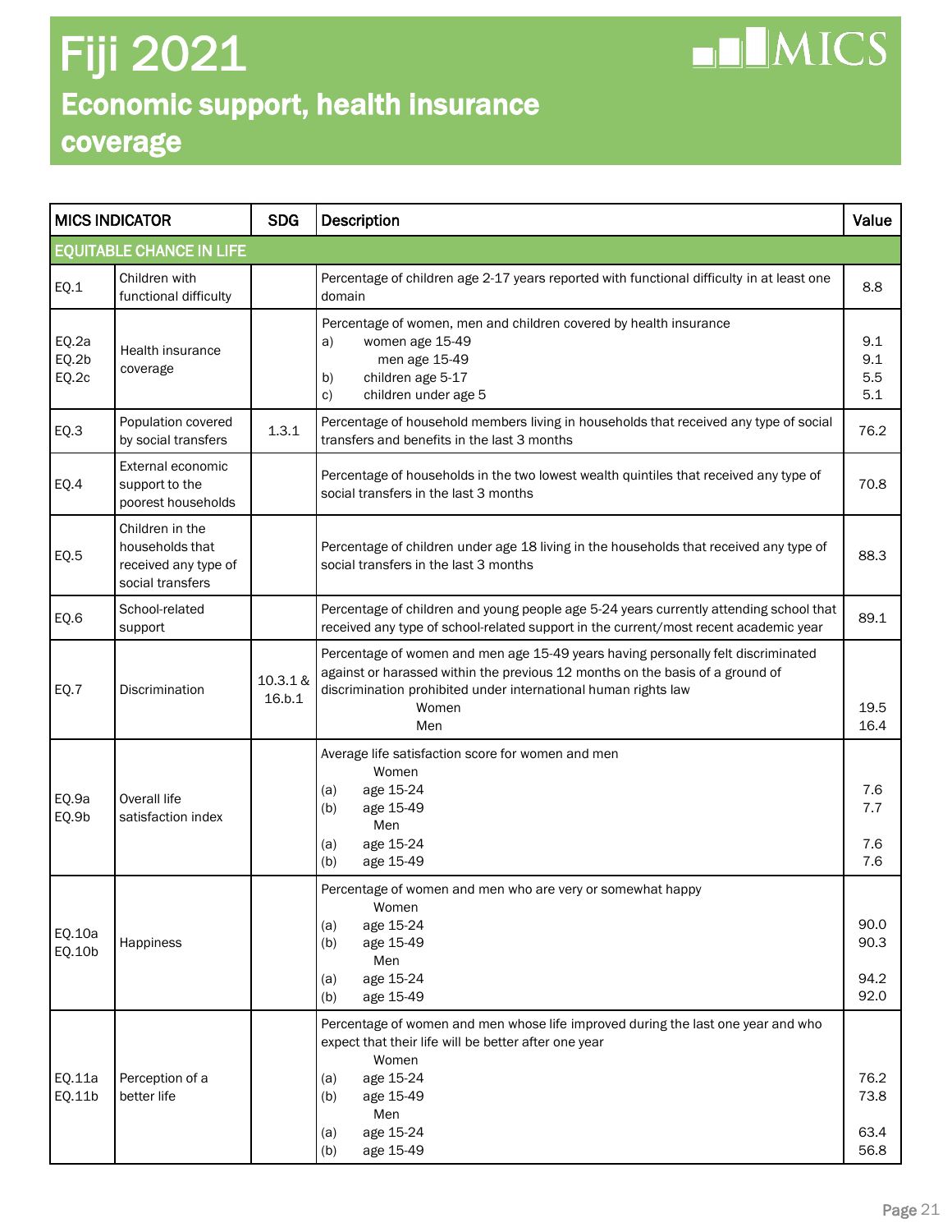# Fiji 2021

## Economic support, health insurance coverage

| MICS INDICATOR | | SDG | Description | Value |
|---|---|---|---|---|
| **EQUITABLE CHANCE IN LIFE** | | | | |
| EQ.1 | Children with functional difficulty | | Percentage of children age 2-17 years reported with functional difficulty in at least one domain | 8.8 |
| EQ.2a<br>EQ.2b<br>EQ.2c | Health insurance coverage | | Percentage of women, men and children covered by health insurance<br>a) women age 15-49<br>men age 15-49<br>b) children age 5-17<br>c) children under age 5 | <br>9.1<br>9.1<br>5.5<br>5.1 |
| EQ.3 | Population covered by social transfers | 1.3.1 | Percentage of household members living in households that received any type of social transfers and benefits in the last 3 months | 76.2 |
| EQ.4 | External economic support to the poorest households | | Percentage of households in the two lowest wealth quintiles that received any type of social transfers in the last 3 months | 70.8 |
| EQ.5 | Children in the households that received any type of social transfers | | Percentage of children under age 18 living in the households that received any type of social transfers in the last 3 months | 88.3 |
| EQ.6 | School-related support | | Percentage of children and young people age 5-24 years currently attending school that received any type of school-related support in the current/most recent academic year | 89.1 |
| EQ.7 | Discrimination | 10.3.1 & 16.b.1 | Percentage of women and men age 15-49 years having personally felt discriminated against or harassed within the previous 12 months on the basis of a ground of discrimination prohibited under international human rights law<br>Women<br>Men | <br><br><br>19.5<br>16.4 |
| EQ.9a<br>EQ.9b | Overall life satisfaction index | | Average life satisfaction score for women and men<br>Women<br>(a) age 15-24<br>(b) age 15-49<br>Men<br>(a) age 15-24<br>(b) age 15-49 | <br><br>7.6<br>7.7<br><br>7.6<br>7.6 |
| EQ.10a<br>EQ.10b | Happiness | | Percentage of women and men who are very or somewhat happy<br>Women<br>(a) age 15-24<br>(b) age 15-49<br>Men<br>(a) age 15-24<br>(b) age 15-49 | <br><br>90.0<br>90.3<br><br>94.2<br>92.0 |
| EQ.11a<br>EQ.11b | Perception of a better life | | Percentage of women and men whose life improved during the last one year and who expect that their life will be better after one year<br>Women<br>(a) age 15-24<br>(b) age 15-49<br>Men<br>(a) age 15-24<br>(b) age 15-49 | <br><br><br>76.2<br>73.8<br><br>63.4<br>56.8 |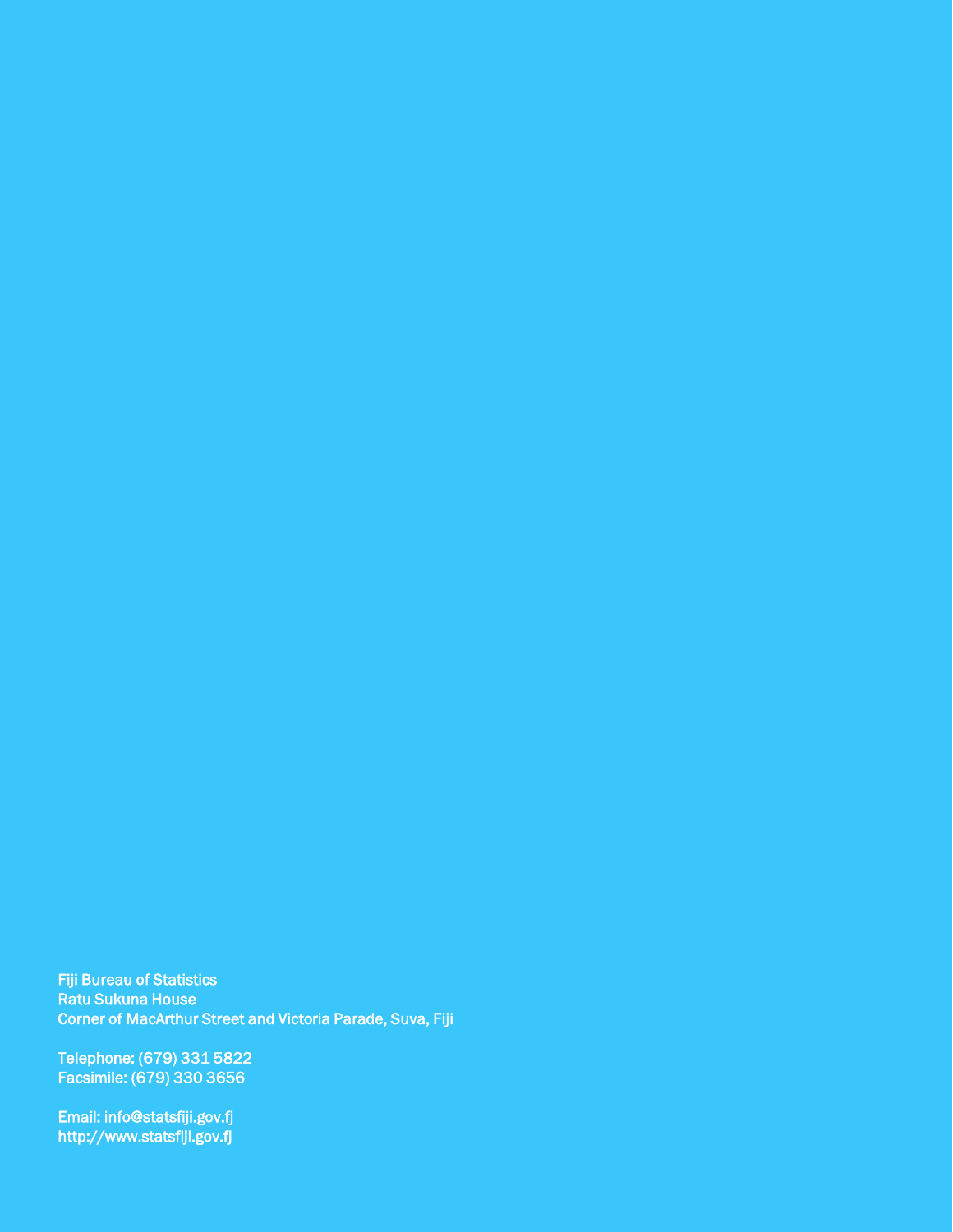Fiji Bureau of Statistics
Ratu Sukuna House
Corner of MacArthur Street and Victoria Parade, Suva, Fiji

Telephone: (679) 331 5822
Facsimile: (679) 330 3656

Email: info@statsfiji.gov.fj
http://www.statsfiji.gov.fj